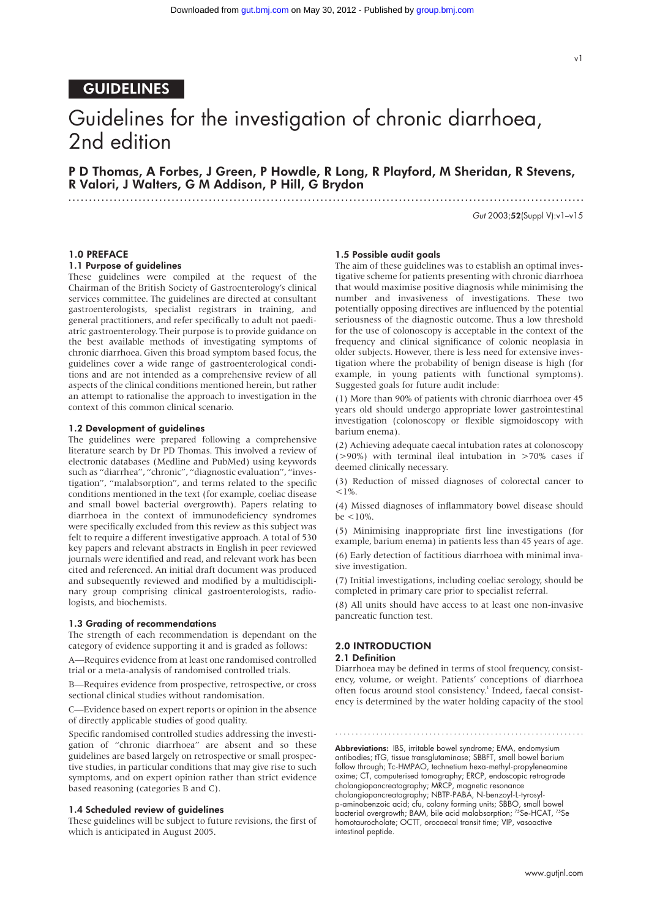## GUIDELINES

# Guidelines for the investigation of chronic diarrhoea, 2nd edition

**P D Thomas, A Forbes, J Green, P Howdle, R Long, R Playford, M Sheridan, R Stevens, R Valori, J Walters, G M Addison, P Hill, G Brydon**

*Gut* 2003;**52**(Suppl V):v1–v15

## 1.0 PREFACE

### 1.1 Purpose of guidelines

These guidelines were compiled at the request of the Chairman of the British Society of Gastroenterology's clinical services committee. The guidelines are directed at consultant gastroenterologists, specialist registrars in training, and general practitioners, and refer specifically to adult not paediatric gastroenterology. Their purpose is to provide guidance on the best available methods of investigating symptoms of chronic diarrhoea. Given this broad symptom based focus, the guidelines cover a wide range of gastroenterological conditions and are not intended as a comprehensive review of all aspects of the clinical conditions mentioned herein, but rather an attempt to rationalise the approach to investigation in the context of this common clinical scenario.

### 1.2 Development of guidelines

The guidelines were prepared following a comprehensive literature search by Dr PD Thomas. This involved a review of electronic databases (Medline and PubMed) using keywords such as "diarrhea", "chronic", "diagnostic evaluation", "investigation", "malabsorption", and terms related to the specific conditions mentioned in the text (for example, coeliac disease and small bowel bacterial overgrowth). Papers relating to diarrhoea in the context of immunodeficiency syndromes were specifically excluded from this review as this subject was felt to require a different investigative approach. A total of 530 key papers and relevant abstracts in English in peer reviewed journals were identified and read, and relevant work has been cited and referenced. An initial draft document was produced and subsequently reviewed and modified by a multidisciplinary group comprising clinical gastroenterologists, radiologists, and biochemists.

### 1.3 Grading of recommendations

The strength of each recommendation is dependant on the category of evidence supporting it and is graded as follows:

A—Requires evidence from at least one randomised controlled trial or a meta-analysis of randomised controlled trials.

B—Requires evidence from prospective, retrospective, or cross sectional clinical studies without randomisation.

C—Evidence based on expert reports or opinion in the absence of directly applicable studies of good quality.

Specific randomised controlled studies addressing the investigation of "chronic diarrhoea" are absent and so these guidelines are based largely on retrospective or small prospective studies, in particular conditions that may give rise to such symptoms, and on expert opinion rather than strict evidence based reasoning (categories B and C).

### 1.4 Scheduled review of guidelines

These guidelines will be subject to future revisions, the first of which is anticipated in August 2005.

### 1.5 Possible audit goals

The aim of these guidelines was to establish an optimal investigative scheme for patients presenting with chronic diarrhoea that would maximise positive diagnosis while minimising the number and invasiveness of investigations. These two potentially opposing directives are influenced by the potential seriousness of the diagnostic outcome. Thus a low threshold for the use of colonoscopy is acceptable in the context of the frequency and clinical significance of colonic neoplasia in older subjects. However, there is less need for extensive investigation where the probability of benign disease is high (for example, in young patients with functional symptoms). Suggested goals for future audit include:

(1) More than 90% of patients with chronic diarrhoea over 45 years old should undergo appropriate lower gastrointestinal investigation (colonoscopy or flexible sigmoidoscopy with barium enema).

(2) Achieving adequate caecal intubation rates at colonoscopy (>90%) with terminal ileal intubation in >70% cases if deemed clinically necessary.

(3) Reduction of missed diagnoses of colorectal cancer to <1%.

(4) Missed diagnoses of inflammatory bowel disease should be <10%.

(5) Minimising inappropriate first line investigations (for example, barium enema) in patients less than 45 years of age.

(6) Early detection of factitious diarrhoea with minimal invasive investigation.

(7) Initial investigations, including coeliac serology, should be completed in primary care prior to specialist referral.

(8) All units should have access to at least one non-invasive pancreatic function test.

## 2.0 INTRODUCTION

### 2.1 Definition

Diarrhoea may be defined in terms of stool frequency, consistency, volume, or weight. Patients' conceptions of diarrhoea often focus around stool consistency.[1] Indeed, faecal consistency is determined by the water holding capacity of the stool

**Abbreviations:** IBS, irritable bowel syndrome; EMA, endomysium antibodies; tTG, tissue transglutaminase; SBBFT, small bowel barium follow through; Tc-HMPAO, technetium hexa-methyl-propyleneamine oxime; CT, computerised tomography; ERCP, endoscopic retrograde cholangiopancreatography; MRCP, magnetic resonance cholangiopancreatography; NBTP-PABA, N-benzoyl-L-tyrosyl-p-aminobenzoic acid; cfu, colony forming units; SBBO, small bowel bacterial overgrowth; BAM, bile acid malabsorption; $^{75}$Se-HCAT, $^{75}$Se homotaurocholate; OCTT, orocaecal transit time; VIP, vasoactive intestinal peptide.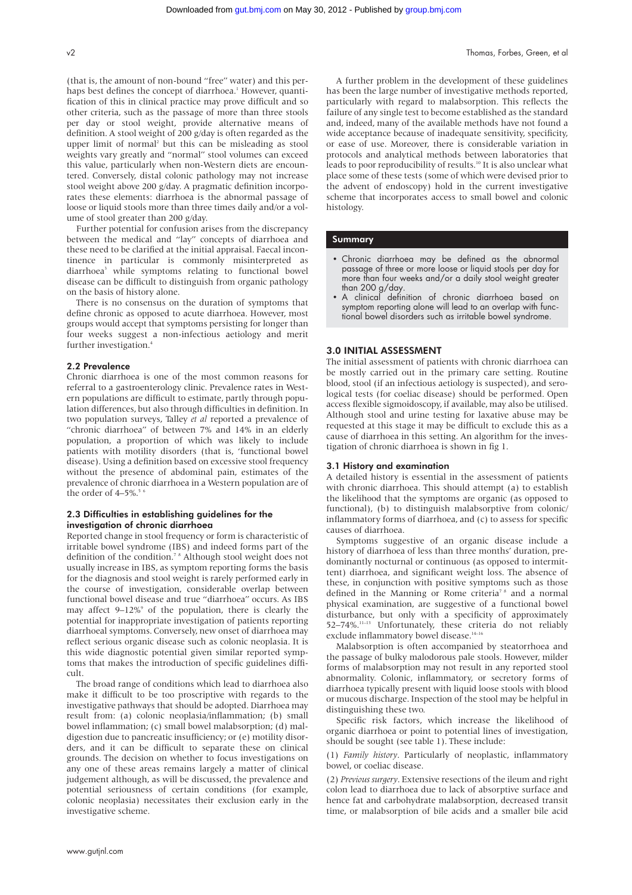(that is, the amount of non-bound "free" water) and this perhaps best defines the concept of diarrhoea.[1] However, quantification of this in clinical practice may prove difficult and so other criteria, such as the passage of more than three stools per day or stool weight, provide alternative means of definition. A stool weight of 200 g/day is often regarded as the upper limit of normal[2] but this can be misleading as stool weights vary greatly and "normal" stool volumes can exceed this value, particularly when non-Western diets are encountered. Conversely, distal colonic pathology may not increase stool weight above 200 g/day. A pragmatic definition incorporates these elements: diarrhoea is the abnormal passage of loose or liquid stools more than three times daily and/or a volume of stool greater than 200 g/day.

Further potential for confusion arises from the discrepancy between the medical and "lay" concepts of diarrhoea and these need to be clarified at the initial appraisal. Faecal incontinence in particular is commonly misinterpreted as diarrhoea[3] while symptoms relating to functional bowel disease can be difficult to distinguish from organic pathology on the basis of history alone.

There is no consensus on the duration of symptoms that define chronic as opposed to acute diarrhoea. However, most groups would accept that symptoms persisting for longer than four weeks suggest a non-infectious aetiology and merit further investigation.[4]

### 2.2 Prevalence

Chronic diarrhoea is one of the most common reasons for referral to a gastroenterology clinic. Prevalence rates in Western populations are difficult to estimate, partly through population differences, but also through difficulties in definition. In two population surveys, Talley *et al* reported a prevalence of "chronic diarrhoea" of between 7% and 14% in an elderly population, a proportion of which was likely to include patients with motility disorders (that is, 'functional bowel disease). Using a definition based on excessive stool frequency without the presence of abdominal pain, estimates of the prevalence of chronic diarrhoea in a Western population are of the order of 4–5%.[5,6]

### 2.3 Difficulties in establishing guidelines for the investigation of chronic diarrhoea

Reported change in stool frequency or form is characteristic of irritable bowel syndrome (IBS) and indeed forms part of the definition of the condition.[7,8] Although stool weight does not usually increase in IBS, as symptom reporting forms the basis for the diagnosis and stool weight is rarely performed early in the course of investigation, considerable overlap between functional bowel disease and true "diarrhoea" occurs. As IBS may affect 9–12%[9] of the population, there is clearly the potential for inappropriate investigation of patients reporting diarrhoeal symptoms. Conversely, new onset of diarrhoea may reflect serious organic disease such as colonic neoplasia. It is this wide diagnostic potential given similar reported symptoms that makes the introduction of specific guidelines difficult.

The broad range of conditions which lead to diarrhoea also make it difficult to be too proscriptive with regards to the investigative pathways that should be adopted. Diarrhoea may result from: (a) colonic neoplasia/inflammation; (b) small bowel inflammation; (c) small bowel malabsorption; (d) maldigestion due to pancreatic insufficiency; or (e) motility disorders, and it can be difficult to separate these on clinical grounds. The decision on whether to focus investigations on any one of these areas remains largely a matter of clinical judgement although, as will be discussed, the prevalence and potential seriousness of certain conditions (for example, colonic neoplasia) necessitates their exclusion early in the investigative scheme.

A further problem in the development of these guidelines has been the large number of investigative methods reported, particularly with regard to malabsorption. This reflects the failure of any single test to become established as the standard and, indeed, many of the available methods have not found a wide acceptance because of inadequate sensitivity, specificity, or ease of use. Moreover, there is considerable variation in protocols and analytical methods between laboratories that leads to poor reproducibility of results.[10] It is also unclear what place some of these tests (some of which were devised prior to the advent of endoscopy) hold in the current investigative scheme that incorporates access to small bowel and colonic histology.

**Summary**

- Chronic diarrhoea may be defined as the abnormal passage of three or more loose or liquid stools per day for more than four weeks and/or a daily stool weight greater than 200 g/day.
- A clinical definition of chronic diarrhoea based on symptom reporting alone will lead to an overlap with functional bowel disorders such as irritable bowel syndrome.

## 3.0 INITIAL ASSESSMENT

The initial assessment of patients with chronic diarrhoea can be mostly carried out in the primary care setting. Routine blood, stool (if an infectious aetiology is suspected), and serological tests (for coeliac disease) should be performed. Open access flexible sigmoidoscopy, if available, may also be utilised. Although stool and urine testing for laxative abuse may be requested at this stage it may be difficult to exclude this as a cause of diarrhoea in this setting. An algorithm for the investigation of chronic diarrhoea is shown in fig 1.

### 3.1 History and examination

A detailed history is essential in the assessment of patients with chronic diarrhoea. This should attempt (a) to establish the likelihood that the symptoms are organic (as opposed to functional), (b) to distinguish malabsorptive from colonic/inflammatory forms of diarrhoea, and (c) to assess for specific causes of diarrhoea.

Symptoms suggestive of an organic disease include a history of diarrhoea of less than three months' duration, predominantly nocturnal or continuous (as opposed to intermittent) diarrhoea, and significant weight loss. The absence of these, in conjunction with positive symptoms such as those defined in the Manning or Rome criteria[7,8] and a normal physical examination, are suggestive of a functional bowel disturbance, but only with a specificity of approximately 52–74%.[11–13] Unfortunately, these criteria do not reliably exclude inflammatory bowel disease.[14–16]

Malabsorption is often accompanied by steatorrhoea and the passage of bulky malodorous pale stools. However, milder forms of malabsorption may not result in any reported stool abnormality. Colonic, inflammatory, or secretory forms of diarrhoea typically present with liquid loose stools with blood or mucous discharge. Inspection of the stool may be helpful in distinguishing these two.

Specific risk factors, which increase the likelihood of organic diarrhoea or point to potential lines of investigation, should be sought (see table 1). These include:

(1) *Family history*. Particularly of neoplastic, inflammatory bowel, or coeliac disease.

(2) *Previous surgery*. Extensive resections of the ileum and right colon lead to diarrhoea due to lack of absorptive surface and hence fat and carbohydrate malabsorption, decreased transit time, or malabsorption of bile acids and a smaller bile acid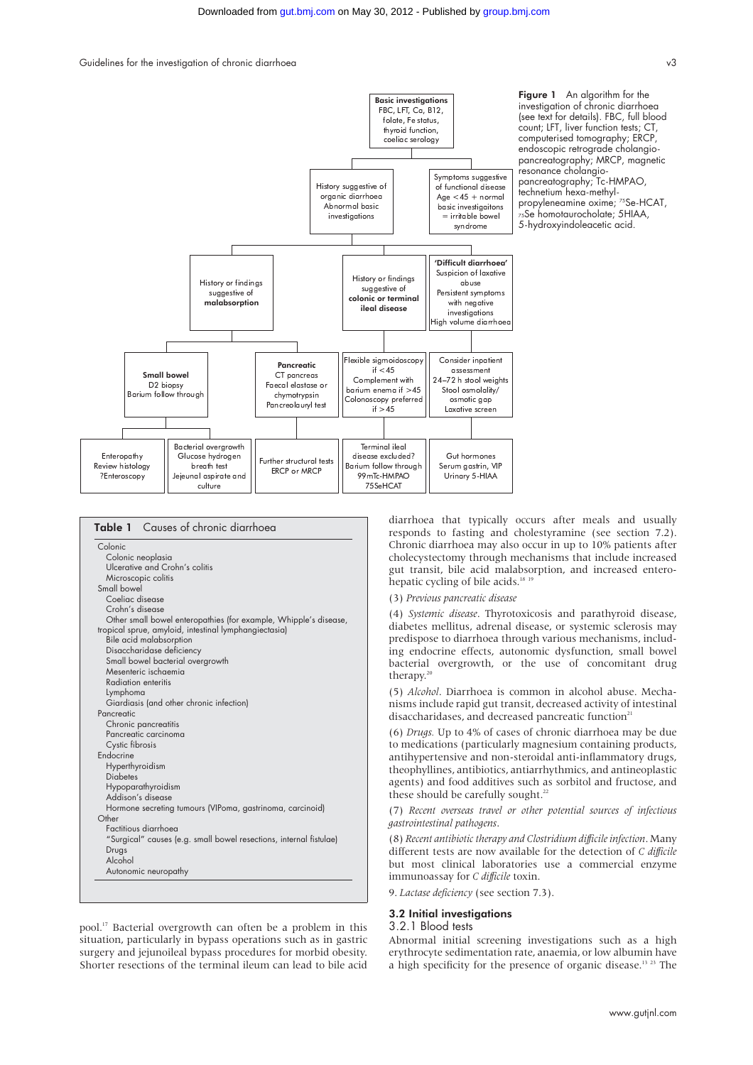Basic investigations
FBC, LFT, Ca, B12, folate, Fe status, thyroid function, coeliac serology

History suggestive of organic diarrhoea
Abnormal basic investigations

Symptoms suggestive of functional disease
Age <45 + normal basic investigaitons = irritable bowel syndrome

History or findings suggestive of **malabsorption**

History or findings suggestive of **colonic or terminal ileal disease**

**'Difficult diarrhoea'**
Suspicion of laxative abuse
Persistent symptoms with negative investigations
High volume diarrhoea

**Small bowel**
D2 biopsy
Barium follow through

**Pancreatic**
CT pancreas
Faecal elastase or chymotrypsin
Pancreolauryl test

Flexible sigmoidoscopy if <45
Complement with barium enema if >45
Colonoscopy preferred if >45

Consider inpatient assessment
24–72 h stool weights
Stool osmolality/osmotic gap
Laxative screen

Enteropathy
Review histology
?Enteroscopy

Bacterial overgrowth
Glucose hydrogen breath test
Jejunal aspirate and culture

Further structural tests
ERCP or MRCP

Terminal ileal disease excluded?
Barium follow through
99mTc-HMPAO
75SeHCAT

Gut hormones
Serum gastrin, VIP
Urinary 5-HIAA

**Figure 1** An algorithm for the investigation of chronic diarrhoea (see text for details). FBC, full blood count; LFT, liver function tests; CT, computerised tomography; ERCP, endoscopic retrograde cholangiopancreatography; MRCP, magnetic resonance cholangiopancreatography; Tc-HMPAO, technetium hexa-methyl-propyleneamine oxime; $^{75}$Se-HCAT, $_{75}$Se homotaurocholate; 5HIAA, 5-hydroxyindoleacetic acid.

**Table 1** Causes of chronic diarrhoea

- Colonic
  - Colonic neoplasia
  - Ulcerative and Crohn's colitis
  - Microscopic colitis
- Small bowel
  - Coeliac disease
  - Crohn's disease
  - Other small bowel enteropathies (for example, Whipple's disease, tropical sprue, amyloid, intestinal lymphangiectasia)
  - Bile acid malabsorption
  - Disaccharidase deficiency
  - Small bowel bacterial overgrowth
  - Mesenteric ischaemia
  - Radiation enteritis
  - Lymphoma
  - Giardiasis (and other chronic infection)
- Pancreatic
  - Chronic pancreatitis
  - Pancreatic carcinoma
  - Cystic fibrosis
- Endocrine
  - Hyperthyroidism
  - Diabetes
  - Hypoparathyroidism
  - Addison's disease
  - Hormone secreting tumours (VIPoma, gastrinoma, carcinoid)
- Other
  - Factitious diarrhoea
  - "Surgical" causes (e.g. small bowel resections, internal fistulae)
  - Drugs
  - Alcohol
  - Autonomic neuropathy

pool.[17] Bacterial overgrowth can often be a problem in this situation, particularly in bypass operations such as in gastric surgery and jejunoileal bypass procedures for morbid obesity. Shorter resections of the terminal ileum can lead to bile acid diarrhoea that typically occurs after meals and usually responds to fasting and cholestyramine (see section 7.2). Chronic diarrhoea may also occur in up to 10% patients after cholecystectomy through mechanisms that include increased gut transit, bile acid malabsorption, and increased enterohepatic cycling of bile acids.[18,19]

(3) *Previous pancreatic disease*

(4) *Systemic disease*. Thyrotoxicosis and parathyroid disease, diabetes mellitus, adrenal disease, or systemic sclerosis may predispose to diarrhoea through various mechanisms, including endocrine effects, autonomic dysfunction, small bowel bacterial overgrowth, or the use of concomitant drug therapy.[20]

(5) *Alcohol*. Diarrhoea is common in alcohol abuse. Mechanisms include rapid gut transit, decreased activity of intestinal disaccharidases, and decreased pancreatic function[21]

(6) *Drugs*. Up to 4% of cases of chronic diarrhoea may be due to medications (particularly magnesium containing products, antihypertensive and non-steroidal anti-inflammatory drugs, theophyllines, antibiotics, antiarrhythmics, and antineoplastic agents) and food additives such as sorbitol and fructose, and these should be carefully sought.[22]

(7) *Recent overseas travel or other potential sources of infectious gastrointestinal pathogens*.

(8) *Recent antibiotic therapy and Clostridium difficile infection*. Many different tests are now available for the detection of *C difficile* but most clinical laboratories use a commercial enzyme immunoassay for *C difficile* toxin.

9. *Lactase deficiency* (see section 7.3).

## 3.2 Initial investigations

### 3.2.1 Blood tests

Abnormal initial screening investigations such as a high erythrocyte sedimentation rate, anaemia, or low albumin have a high specificity for the presence of organic disease.[13,23] The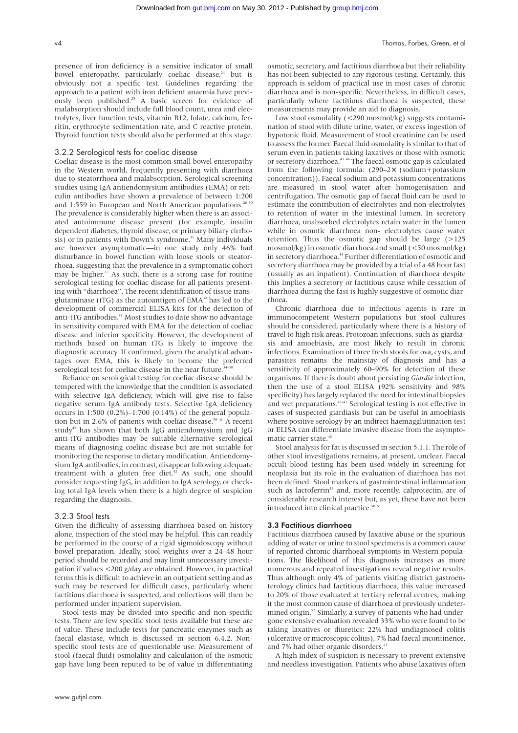presence of iron deficiency is a sensitive indicator of small bowel enteropathy, particularly coeliac disease,[24] but is obviously not a specific test. Guidelines regarding the approach to a patient with iron deficient anaemia have previously been published.[25] A basic screen for evidence of malabsorption should include full blood count, urea and electrolytes, liver function tests, vitamin B12, folate, calcium, ferritin, erythrocyte sedimentation rate, and C reactive protein. Thyroid function tests should also be performed at this stage.

### 3.2.2 Serological tests for coeliac disease

Coeliac disease is the most common small bowel enteropathy in the Western world, frequently presenting with diarrhoea due to steatorrhoea and malabsorption. Serological screening studies using IgA antiendomysium antibodies (EMA) or reticulin antibodies have shown a prevalence of between 1:200 and 1:559 in European and North American populations.[26–30] The prevalence is considerably higher when there is an associated autoimmune disease present (for example, insulin dependent diabetes, thyroid disease, or primary biliary cirrhosis) or in patients with Down's syndrome.[31] Many individuals are however asymptomatic—in one study only 46% had disturbance in bowel function with loose stools or steatorrhoea, suggesting that the prevalence in a symptomatic cohort may be higher.[27] As such, there is a strong case for routine serological testing for coeliac disease for all patients presenting with "diarrhoea". The recent identification of tissue transglutaminase (tTG) as the autoantigen of EMA[32] has led to the development of commercial ELISA kits for the detection of anti-tTG antibodies.[33] Most studies to date show no advantage in sensitivity compared with EMA for the detection of coeliac disease and inferior specificity. However, the development of methods based on human tTG is likely to improve the diagnostic accuracy. If confirmed, given the analytical advantages over EMA, this is likely to become the preferred serological test for coeliac disease in the near future.[34–38]

Reliance on serological testing for coeliac disease should be tempered with the knowledge that the condition is associated with selective IgA deficiency, which will give rise to false negative serum IgA antibody tests. Selective IgA deficiency occurs in 1:500 (0.2%)–1:700 (0.14%) of the general population but in 2.6% of patients with coeliac disease.[39–41] A recent study[42] has shown that both IgG antiendomysium and IgG anti-tTG antibodies may be suitable alternative serological means of diagnosing coeliac disease but are not suitable for monitoring the response to dietary modification. Antiendomysium IgA antibodies, in contrast, disappear following adequate treatment with a gluten free diet.[42] As such, one should consider requesting IgG, in addition to IgA serology, or checking total IgA levels when there is a high degree of suspicion regarding the diagnosis.

### 3.2.3 Stool tests

Given the difficulty of assessing diarrhoea based on history alone, inspection of the stool may be helpful. This can readily be performed in the course of a rigid sigmoidoscopy without bowel preparation. Ideally, stool weights over a 24–48 hour period should be recorded and may limit unnecessary investigation if values <200 g/day are obtained. However, in practical terms this is difficult to achieve in an outpatient setting and as such may be reserved for difficult cases, particularly where factitious diarrhoea is suspected, and collections will then be performed under inpatient supervision.

Stool tests may be divided into specific and non-specific tests. There are few specific stool tests available but these are of value. These include tests for pancreatic enzymes such as faecal elastase, which is discussed in section 6.4.2. Non-specific stool tests are of questionable use. Measurement of stool (faecal fluid) osmolality and calculation of the osmotic gap have long been reputed to be of value in differentiating osmotic, secretory, and factitious diarrhoea but their reliability has not been subjected to any rigorous testing. Certainly, this approach is seldom of practical use in most cases of chronic diarrhoea and is non-specific. Nevertheless, in difficult cases, particularly where factitious diarrhoea is suspected, these measurements may provide an aid to diagnosis.

Low stool osmolality (<290 mosmol/kg) suggests contamination of stool with dilute urine, water, or excess ingestion of hypotonic fluid. Measurement of stool creatinine can be used to assess the former. Faecal fluid osmolality is similar to that of serum even in patients taking laxatives or those with osmotic or secretory diarrhoea.[43 44] The faecal osmotic gap is calculated from the following formula: (290–2× (sodium+potassium concentration)). Faecal sodium and potassium concentrations are measured in stool water after homogenisation and centrifugation. The osmotic gap of faecal fluid can be used to estimate the contribution of electrolytes and non-electrolytes to retention of water in the intestinal lumen. In secretory diarrhoea, unabsorbed electrolytes retain water in the lumen while in osmotic diarrhoea non- electrolytes cause water retention. Thus the osmotic gap should be large (>125 mosmol/kg) in osmotic diarrhoea and small (<50 mosmol/kg) in secretory diarrhoea.[44] Further differentiation of osmotic and secretory diarrhoea may be provided by a trial of a 48 hour fast (usually as an inpatient). Continuation of diarrhoea despite this implies a secretory or factitious cause while cessation of diarrhoea during the fast is highly suggestive of osmotic diarrhoea.

Chronic diarrhoea due to infectious agents is rare in immunocompetent Western populations but stool cultures should be considered, particularly where there is a history of travel to high risk areas. Protozoan infections, such as giardiasis and amoebiasis, are most likely to result in chronic infections. Examination of three fresh stools for ova, cysts, and parasites remains the mainstay of diagnosis and has a sensitivity of approximately 60–90% for detection of these organisms. If there is doubt about persisting *Giardia* infection, then the use of a stool ELISA (92% sensitivity and 98% specificity) has largely replaced the need for intestinal biopsies and wet preparations.[45–47] Serological testing is not effective in cases of suspected giardiasis but can be useful in amoebiasis where positive serology by an indirect haemagglutination test or ELISA can differentiate invasive disease from the asymptomatic carrier state.[48]

Stool analysis for fat is discussed in section 5.1.1. The role of other stool investigations remains, at present, unclear. Faecal occult blood testing has been used widely in screening for neoplasia but its role in the evaluation of diarrhoea has not been defined. Stool markers of gastrointestinal inflammation such as lactoferrin[49] and, more recently, calprotectin, are of considerable research interest but, as yet, these have not been introduced into clinical practice.[50 51]

## 3.3 Factitious diarrhoea

Factitious diarrhoea caused by laxative abuse or the spurious adding of water or urine to stool specimens is a common cause of reported chronic diarrhoeal symptoms in Western populations. The likelihood of this diagnosis increases as more numerous and repeated investigations reveal negative results. Thus although only 4% of patients visiting district gastroenterology clinics had factitious diarrhoea, this value increased to 20% of those evaluated at tertiary referral centres, making it the most common cause of diarrhoea of previously undetermined origin.[52] Similarly, a survey of patients who had undergone extensive evaluation revealed 33% who were found to be taking laxatives or diuretics; 22% had undiagnosed colitis (ulcerative or microscopic colitis), 7% had faecal incontinence, and 7% had other organic disorders.[23]

A high index of suspicion is necessary to prevent extensive and needless investigation. Patients who abuse laxatives often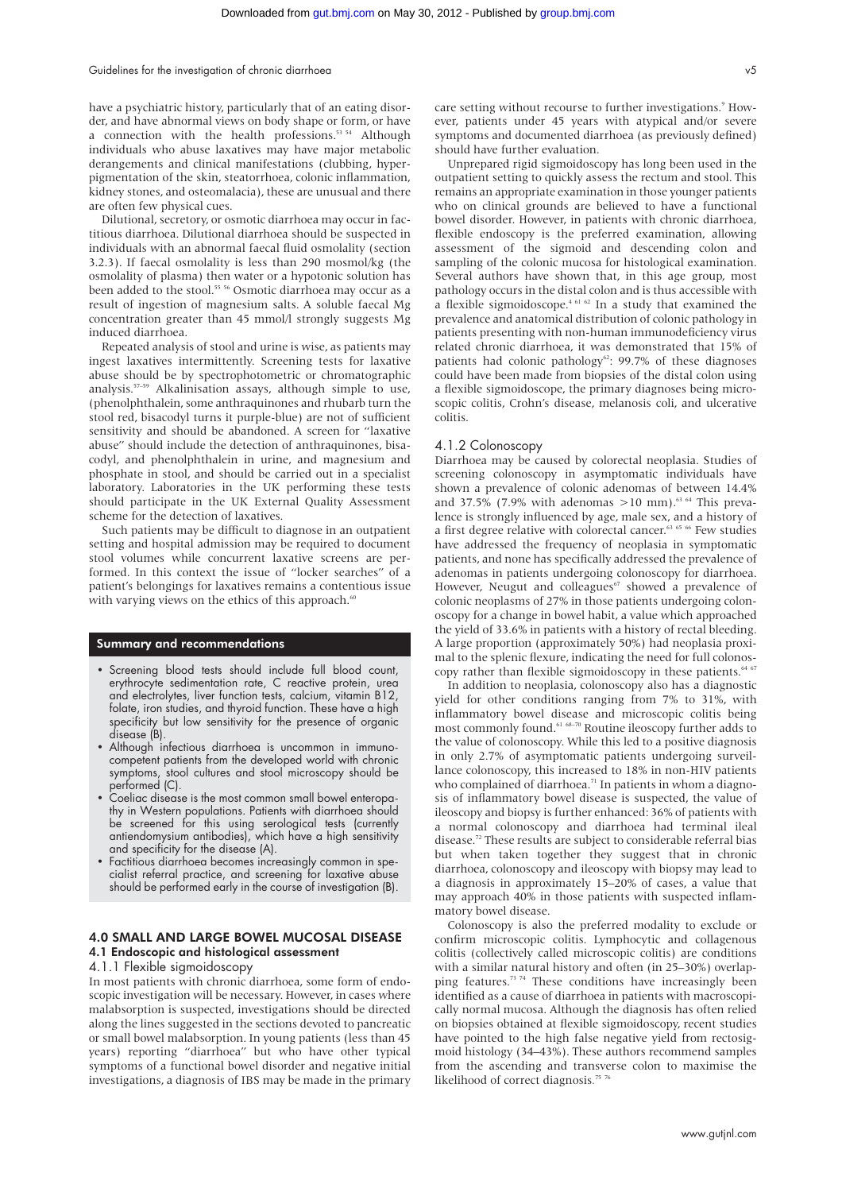have a psychiatric history, particularly that of an eating disorder, and have abnormal views on body shape or form, or have a connection with the health professions.[53 54] Although individuals who abuse laxatives may have major metabolic derangements and clinical manifestations (clubbing, hyperpigmentation of the skin, steatorrhoea, colonic inflammation, kidney stones, and osteomalacia), these are unusual and there are often few physical cues.

Dilutional, secretory, or osmotic diarrhoea may occur in factitious diarrhoea. Dilutional diarrhoea should be suspected in individuals with an abnormal faecal fluid osmolality (section 3.2.3). If faecal osmolality is less than 290 mosmol/kg (the osmolality of plasma) then water or a hypotonic solution has been added to the stool.[55 56] Osmotic diarrhoea may occur as a result of ingestion of magnesium salts. A soluble faecal Mg concentration greater than 45 mmol/l strongly suggests Mg induced diarrhoea.

Repeated analysis of stool and urine is wise, as patients may ingest laxatives intermittently. Screening tests for laxative abuse should be by spectrophotometric or chromatographic analysis.[57–59] Alkalinisation assays, although simple to use, (phenolphthalein, some anthraquinones and rhubarb turn the stool red, bisacodyl turns it purple-blue) are not of sufficient sensitivity and should be abandoned. A screen for "laxative abuse" should include the detection of anthraquinones, bisacodyl, and phenolphthalein in urine, and magnesium and phosphate in stool, and should be carried out in a specialist laboratory. Laboratories in the UK performing these tests should participate in the UK External Quality Assessment scheme for the detection of laxatives.

Such patients may be difficult to diagnose in an outpatient setting and hospital admission may be required to document stool volumes while concurrent laxative screens are performed. In this context the issue of "locker searches" of a patient's belongings for laxatives remains a contentious issue with varying views on the ethics of this approach.[60]

**Summary and recommendations**

- Screening blood tests should include full blood count, erythrocyte sedimentation rate, C reactive protein, urea and electrolytes, liver function tests, calcium, vitamin B12, folate, iron studies, and thyroid function. These have a high specificity but low sensitivity for the presence of organic disease (B).
- Although infectious diarrhoea is uncommon in immunocompetent patients from the developed world with chronic symptoms, stool cultures and stool microscopy should be performed (C).
- Coeliac disease is the most common small bowel enteropathy in Western populations. Patients with diarrhoea should be screened for this using serological tests (currently antiendomysium antibodies), which have a high sensitivity and specificity for the disease (A).
- Factitious diarrhoea becomes increasingly common in specialist referral practice, and screening for laxative abuse should be performed early in the course of investigation (B).

## 4.0 SMALL AND LARGE BOWEL MUCOSAL DISEASE

### 4.1 Endoscopic and histological assessment

#### 4.1.1 Flexible sigmoidoscopy

In most patients with chronic diarrhoea, some form of endoscopic investigation will be necessary. However, in cases where malabsorption is suspected, investigations should be directed along the lines suggested in the sections devoted to pancreatic or small bowel malabsorption. In young patients (less than 45 years) reporting "diarrhoea" but who have other typical symptoms of a functional bowel disorder and negative initial investigations, a diagnosis of IBS may be made in the primary care setting without recourse to further investigations.[9] However, patients under 45 years with atypical and/or severe symptoms and documented diarrhoea (as previously defined) should have further evaluation.

Unprepared rigid sigmoidoscopy has long been used in the outpatient setting to quickly assess the rectum and stool. This remains an appropriate examination in those younger patients who on clinical grounds are believed to have a functional bowel disorder. However, in patients with chronic diarrhoea, flexible endoscopy is the preferred examination, allowing assessment of the sigmoid and descending colon and sampling of the colonic mucosa for histological examination. Several authors have shown that, in this age group, most pathology occurs in the distal colon and is thus accessible with a flexible sigmoidoscope.[4 61 62] In a study that examined the prevalence and anatomical distribution of colonic pathology in patients presenting with non-human immunodeficiency virus related chronic diarrhoea, it was demonstrated that 15% of patients had colonic pathology[62]: 99.7% of these diagnoses could have been made from biopsies of the distal colon using a flexible sigmoidoscope, the primary diagnoses being microscopic colitis, Crohn's disease, melanosis coli, and ulcerative colitis.

#### 4.1.2 Colonoscopy

Diarrhoea may be caused by colorectal neoplasia. Studies of screening colonoscopy in asymptomatic individuals have shown a prevalence of colonic adenomas of between 14.4% and 37.5% (7.9% with adenomas >10 mm).[63 64] This prevalence is strongly influenced by age, male sex, and a history of a first degree relative with colorectal cancer.[63 65 66] Few studies have addressed the frequency of neoplasia in symptomatic patients, and none has specifically addressed the prevalence of adenomas in patients undergoing colonoscopy for diarrhoea. However, Neugut and colleagues[67] showed a prevalence of colonic neoplasms of 27% in those patients undergoing colonoscopy for a change in bowel habit, a value which approached the yield of 33.6% in patients with a history of rectal bleeding. A large proportion (approximately 50%) had neoplasia proximal to the splenic flexure, indicating the need for full colonoscopy rather than flexible sigmoidoscopy in these patients.[64 67]

In addition to neoplasia, colonoscopy also has a diagnostic yield for other conditions ranging from 7% to 31%, with inflammatory bowel disease and microscopic colitis being most commonly found.[61 68–70] Routine ileoscopy further adds to the value of colonoscopy. While this led to a positive diagnosis in only 2.7% of asymptomatic patients undergoing surveillance colonoscopy, this increased to 18% in non-HIV patients who complained of diarrhoea.[71] In patients in whom a diagnosis of inflammatory bowel disease is suspected, the value of ileoscopy and biopsy is further enhanced: 36% of patients with a normal colonoscopy and diarrhoea had terminal ileal disease.[72] These results are subject to considerable referral bias but when taken together they suggest that in chronic diarrhoea, colonoscopy and ileoscopy with biopsy may lead to a diagnosis in approximately 15–20% of cases, a value that may approach 40% in those patients with suspected inflammatory bowel disease.

Colonoscopy is also the preferred modality to exclude or confirm microscopic colitis. Lymphocytic and collagenous colitis (collectively called microscopic colitis) are conditions with a similar natural history and often (in 25–30%) overlapping features.[73 74] These conditions have increasingly been identified as a cause of diarrhoea in patients with macroscopically normal mucosa. Although the diagnosis has often relied on biopsies obtained at flexible sigmoidoscopy, recent studies have pointed to the high false negative yield from rectosigmoid histology (34–43%). These authors recommend samples from the ascending and transverse colon to maximise the likelihood of correct diagnosis.[75 76]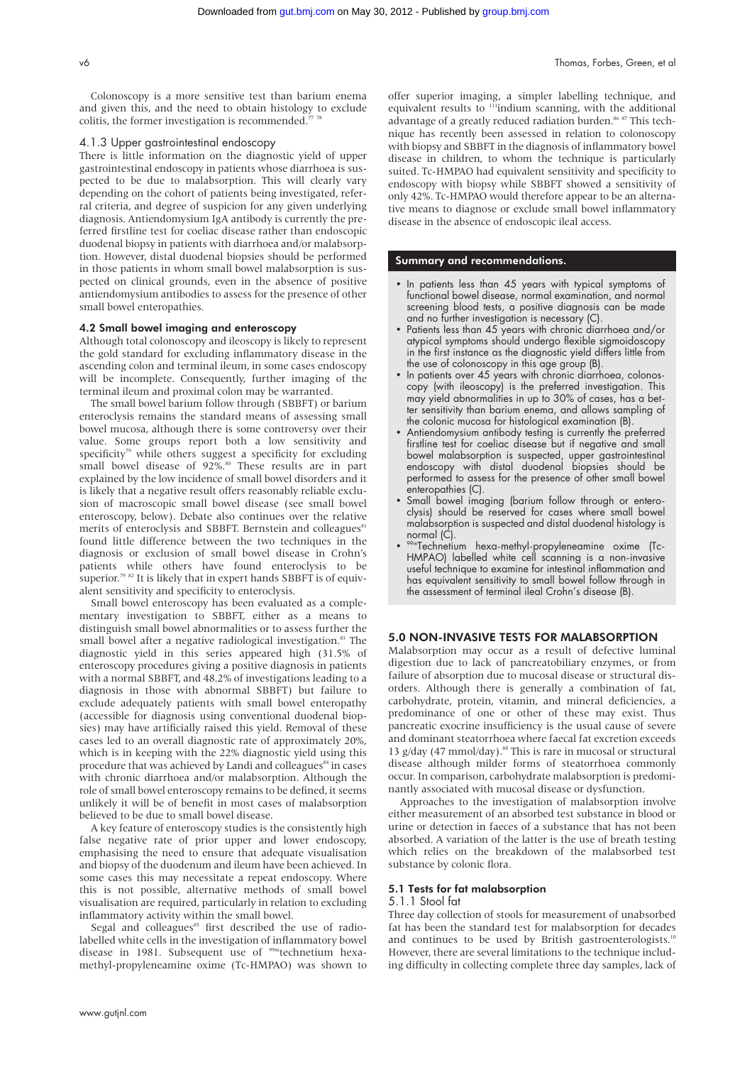Colonoscopy is a more sensitive test than barium enema and given this, and the need to obtain histology to exclude colitis, the former investigation is recommended.[77 78]

### 4.1.3 Upper gastrointestinal endoscopy

There is little information on the diagnostic yield of upper gastrointestinal endoscopy in patients whose diarrhoea is suspected to be due to malabsorption. This will clearly vary depending on the cohort of patients being investigated, referral criteria, and degree of suspicion for any given underlying diagnosis. Antiendomysium IgA antibody is currently the preferred firstline test for coeliac disease rather than endoscopic duodenal biopsy in patients with diarrhoea and/or malabsorption. However, distal duodenal biopsies should be performed in those patients in whom small bowel malabsorption is suspected on clinical grounds, even in the absence of positive antiendomysium antibodies to assess for the presence of other small bowel enteropathies.

## 4.2 Small bowel imaging and enteroscopy

Although total colonoscopy and ileoscopy is likely to represent the gold standard for excluding inflammatory disease in the ascending colon and terminal ileum, in some cases endoscopy will be incomplete. Consequently, further imaging of the terminal ileum and proximal colon may be warranted.

The small bowel barium follow through (SBBFT) or barium enteroclysis remains the standard means of assessing small bowel mucosa, although there is some controversy over their value. Some groups report both a low sensitivity and specificity[79] while others suggest a specificity for excluding small bowel disease of 92%.[80] These results are in part explained by the low incidence of small bowel disorders and it is likely that a negative result offers reasonably reliable exclusion of macroscopic small bowel disease (see small bowel enteroscopy, below). Debate also continues over the relative merits of enteroclysis and SBBFT. Bernstein and colleagues[81] found little difference between the two techniques in the diagnosis or exclusion of small bowel disease in Crohn's patients while others have found enteroclysis to be superior.[79 82] It is likely that in expert hands SBBFT is of equivalent sensitivity and specificity to enteroclysis.

Small bowel enteroscopy has been evaluated as a complementary investigation to SBBFT, either as a means to distinguish small bowel abnormalities or to assess further the small bowel after a negative radiological investigation.[83] The diagnostic yield in this series appeared high (31.5% of enteroscopy procedures giving a positive diagnosis in patients with a normal SBBFT, and 48.2% of investigations leading to a diagnosis in those with abnormal SBBFT) but failure to exclude adequately patients with small bowel enteropathy (accessible for diagnosis using conventional duodenal biopsies) may have artificially raised this yield. Removal of these cases led to an overall diagnostic rate of approximately 20%, which is in keeping with the 22% diagnostic yield using this procedure that was achieved by Landi and colleagues[84] in cases with chronic diarrhoea and/or malabsorption. Although the role of small bowel enteroscopy remains to be defined, it seems unlikely it will be of benefit in most cases of malabsorption believed to be due to small bowel disease.

A key feature of enteroscopy studies is the consistently high false negative rate of prior upper and lower endoscopy, emphasising the need to ensure that adequate visualisation and biopsy of the duodenum and ileum have been achieved. In some cases this may necessitate a repeat endoscopy. Where this is not possible, alternative methods of small bowel visualisation are required, particularly in relation to excluding inflammatory activity within the small bowel.

Segal and colleagues[85] first described the use of radiolabelled white cells in the investigation of inflammatory bowel disease in 1981. Subsequent use of $^{99m}$technetium hexamethyl-propyleneamine oxime (Tc-HMPAO) was shown to offer superior imaging, a simpler labelling technique, and equivalent results to $^{111}$indium scanning, with the additional advantage of a greatly reduced radiation burden.[86 87] This technique has recently been assessed in relation to colonoscopy with biopsy and SBBFT in the diagnosis of inflammatory bowel disease in children, to whom the technique is particularly suited. Tc-HMPAO had equivalent sensitivity and specificity to endoscopy with biopsy while SBBFT showed a sensitivity of only 42%. Tc-HMPAO would therefore appear to be an alternative means to diagnose or exclude small bowel inflammatory disease in the absence of endoscopic ileal access.

**Summary and recommendations.**

- In patients less than 45 years with typical symptoms of functional bowel disease, normal examination, and normal screening blood tests, a positive diagnosis can be made and no further investigation is necessary (C).
- Patients less than 45 years with chronic diarrhoea and/or atypical symptoms should undergo flexible sigmoidoscopy in the first instance as the diagnostic yield differs little from the use of colonoscopy in this age group (B).
- In patients over 45 years with chronic diarrhoea, colonoscopy (with ileoscopy) is the preferred investigation. This may yield abnormalities in up to 30% of cases, has a better sensitivity than barium enema, and allows sampling of the colonic mucosa for histological examination (B).
- Antiendomysium antibody testing is currently the preferred firstline test for coeliac disease but if negative and small bowel malabsorption is suspected, upper gastrointestinal endoscopy with distal duodenal biopsies should be performed to assess for the presence of other small bowel enteropathies (C).
- Small bowel imaging (barium follow through or enteroclysis) should be reserved for cases where small bowel malabsorption is suspected and distal duodenal histology is normal (C).
- $^{99m}$Technetium hexa-methyl-propyleneamine oxime (Tc-HMPAO) labelled white cell scanning is a non-invasive useful technique to examine for intestinal inflammation and has equivalent sensitivity to small bowel follow through in the assessment of terminal ileal Crohn's disease (B).

# 5.0 NON-INVASIVE TESTS FOR MALABSORPTION

Malabsorption may occur as a result of defective luminal digestion due to lack of pancreatobiliary enzymes, or from failure of absorption due to mucosal disease or structural disorders. Although there is generally a combination of fat, carbohydrate, protein, vitamin, and mineral deficiencies, a predominance of one or other of these may exist. Thus pancreatic exocrine insufficiency is the usual cause of severe and dominant steatorrhoea where faecal fat excretion exceeds 13 g/day (47 mmol/day).[88] This is rare in mucosal or structural disease although milder forms of steatorrhoea commonly occur. In comparison, carbohydrate malabsorption is predominantly associated with mucosal disease or dysfunction.

Approaches to the investigation of malabsorption involve either measurement of an absorbed test substance in blood or urine or detection in faeces of a substance that has not been absorbed. A variation of the latter is the use of breath testing which relies on the breakdown of the malabsorbed test substance by colonic flora.

## 5.1 Tests for fat malabsorption

### 5.1.1 Stool fat

Three day collection of stools for measurement of unabsorbed fat has been the standard test for malabsorption for decades and continues to be used by British gastroenterologists.[10] However, there are several limitations to the technique including difficulty in collecting complete three day samples, lack of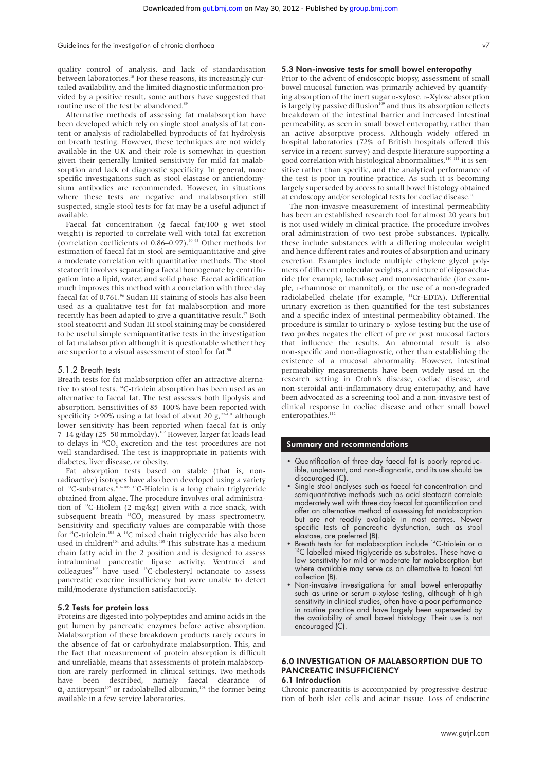quality control of analysis, and lack of standardisation between laboratories.[10] For these reasons, its increasingly curtailed availability, and the limited diagnostic information provided by a positive result, some authors have suggested that routine use of the test be abandoned.[89]

Alternative methods of assessing fat malabsorption have been developed which rely on single stool analysis of fat content or analysis of radiolabelled byproducts of fat hydrolysis on breath testing. However, these techniques are not widely available in the UK and their role is somewhat in question given their generally limited sensitivity for mild fat malabsorption and lack of diagnostic specificity. In general, more specific investigations such as stool elastase or antiendomysium antibodies are recommended. However, in situations where these tests are negative and malabsorption still suspected, single stool tests for fat may be a useful adjunct if available.

Faecal fat concentration (g faecal fat/100 g wet stool weight) is reported to correlate well with total fat excretion (correlation coefficients of 0.86–0.97).[90–95] Other methods for estimation of faecal fat in stool are semiquantitative and give a moderate correlation with quantitative methods. The stool steatocrit involves separating a faecal homogenate by centrifugation into a lipid, water, and solid phase. Faecal acidification much improves this method with a correlation with three day faecal fat of 0.761.[96] Sudan III staining of stools has also been used as a qualitative test for fat malabsorption and more recently has been adapted to give a quantitative result.[97] Both stool steatocrit and Sudan III stool staining may be considered to be useful simple semiquantitative tests in the investigation of fat malabsorption although it is questionable whether they are superior to a visual assessment of stool for fat.[98]

### 5.1.2 Breath tests

Breath tests for fat malabsorption offer an attractive alternative to stool tests. $^{14}$C-triolein absorption has been used as an alternative to faecal fat. The test assesses both lipolysis and absorption. Sensitivities of 85–100% have been reported with specificity >90% using a fat load of about 20 g,[99–101] although lower sensitivity has been reported when faecal fat is only 7–14 g/day (25–50 mmol/day).[102] However, larger fat loads lead to delays in $^{14}CO_2$ excretion and the test procedures are not well standardised. The test is inappropriate in patients with diabetes, liver disease, or obesity.

Fat absorption tests based on stable (that is, non-radioactive) isotopes have also been developed using a variety of $^{13}$C-substrates.[103–106] $^{13}$C-Hiolein is a long chain triglyceride obtained from algae. The procedure involves oral administration of $^{13}$C-Hiolein (2 mg/kg) given with a rice snack, with subsequent breath $^{13}CO_2$ measured by mass spectrometry. Sensitivity and specificity values are comparable with those for $^{14}$C-triolein.[103] A $^{13}$C mixed chain triglyceride has also been used in children[104] and adults.[105] This substrate has a medium chain fatty acid in the 2 position and is designed to assess intraluminal pancreatic lipase activity. Ventrucci and colleagues[106] have used $^{13}$C-cholesteryl octanoate to assess pancreatic exocrine insufficiency but were unable to detect mild/moderate dysfunction satisfactorily.

## 5.2 Tests for protein loss

Proteins are digested into polypeptides and amino acids in the gut lumen by pancreatic enzymes before active absorption. Malabsorption of these breakdown products rarely occurs in the absence of fat or carbohydrate malabsorption. This, and the fact that measurement of protein absorption is difficult and unreliable, means that assessments of protein malabsorption are rarely performed in clinical settings. Two methods have been described, namely faecal clearance of $\alpha_1$-antitrypsin[107] or radiolabelled albumin,[108] the former being available in a few service laboratories.

## 5.3 Non-invasive tests for small bowel enteropathy

Prior to the advent of endoscopic biopsy, assessment of small bowel mucosal function was primarily achieved by quantifying absorption of the inert sugar D-xylose. D-Xylose absorption is largely by passive diffusion[109] and thus its absorption reflects breakdown of the intestinal barrier and increased intestinal permeability, as seen in small bowel enteropathy, rather than an active absorptive process. Although widely offered in hospital laboratories (72% of British hospitals offered this service in a recent survey) and despite literature supporting a good correlation with histological abnormalities,[110 111] it is sensitive rather than specific, and the analytical performance of the test is poor in routine practice. As such it is becoming largely superseded by access to small bowel histology obtained at endoscopy and/or serological tests for coeliac disease.[10]

The non-invasive measurement of intestinal permeability has been an established research tool for almost 20 years but is not used widely in clinical practice. The procedure involves oral administration of two test probe substances. Typically, these include substances with a differing molecular weight and hence different rates and routes of absorption and urinary excretion. Examples include multiple ethylene glycol polymers of different molecular weights, a mixture of oligosaccharide (for example, lactulose) and monosaccharide (for example, L-rhamnose or mannitol), or the use of a non-degraded radiolabelled chelate (for example, $^{51}$Cr-EDTA). Differential urinary excretion is then quantified for the test substances and a specific index of intestinal permeability obtained. The procedure is similar to urinary D- xylose testing but the use of two probes negates the effect of pre or post mucosal factors that influence the results. An abnormal result is also non-specific and non-diagnostic, other than establishing the existence of a mucosal abnormality. However, intestinal permeability measurements have been widely used in the research setting in Crohn's disease, coeliac disease, and non-steroidal anti-inflammatory drug enteropathy, and have been advocated as a screening tool and a non-invasive test of clinical response in coeliac disease and other small bowel enteropathies.[112]

### Summary and recommendations

- Quantification of three day faecal fat is poorly reproducible, unpleasant, and non-diagnostic, and its use should be discouraged (C).
- Single stool analyses such as faecal fat concentration and semiquantitative methods such as acid steatocrit correlate moderately well with three day faecal fat quantification and offer an alternative method of assessing fat malabsorption but are not readily available in most centres. Newer specific tests of pancreatic dysfunction, such as stool elastase, are preferred (B).
- Breath tests for fat malabsorption include $^{14}$C-triolein or a $^{13}$C labelled mixed triglyceride as substrates. These have a low sensitivity for mild or moderate fat malabsorption but where available may serve as an alternative to faecal fat collection (B).
- Non-invasive investigations for small bowel enteropathy such as urine or serum D-xylose testing, although of high sensitivity in clinical studies, often have a poor performance in routine practice and have largely been superseded by the availability of small bowel histology. Their use is not encouraged (C).

# 6.0 INVESTIGATION OF MALABSORPTION DUE TO PANCREATIC INSUFFICIENCY

## 6.1 Introduction

Chronic pancreatitis is accompanied by progressive destruction of both islet cells and acinar tissue. Loss of endocrine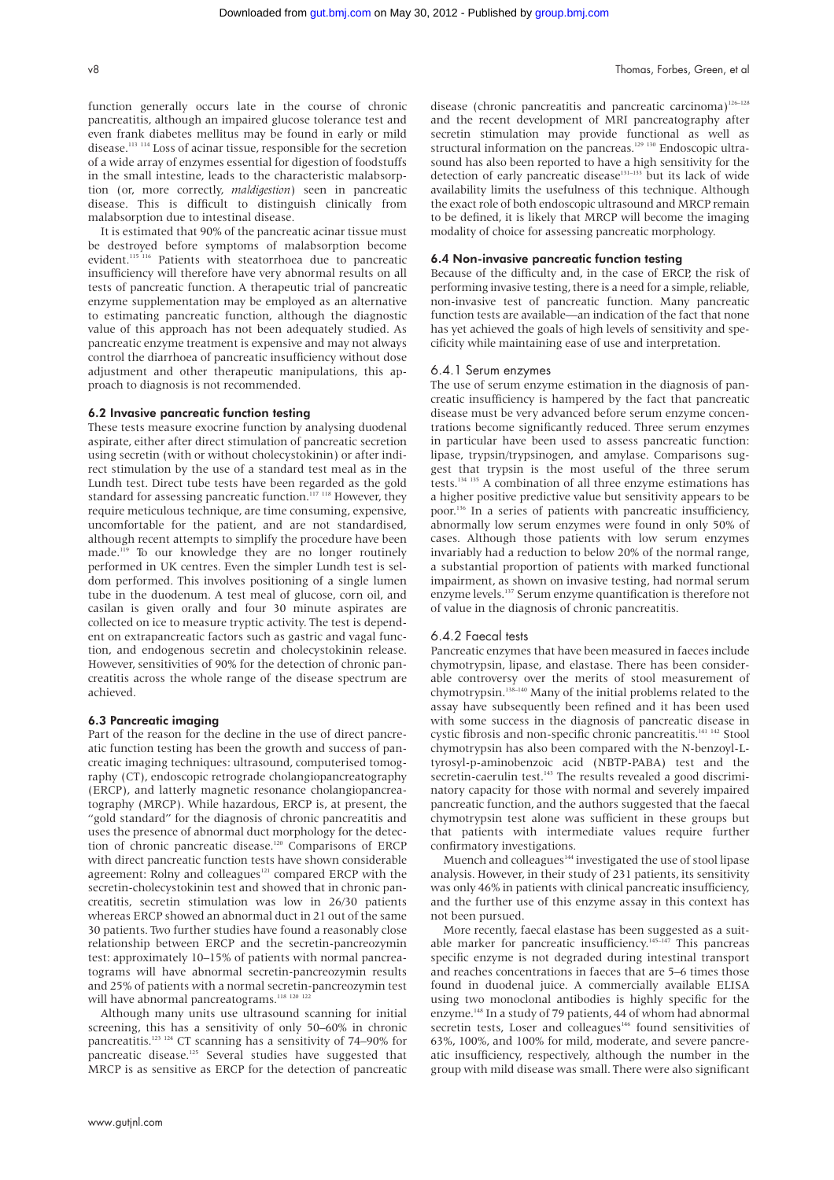function generally occurs late in the course of chronic pancreatitis, although an impaired glucose tolerance test and even frank diabetes mellitus may be found in early or mild disease.[113 114] Loss of acinar tissue, responsible for the secretion of a wide array of enzymes essential for digestion of foodstuffs in the small intestine, leads to the characteristic malabsorption (or, more correctly, *maldigestion*) seen in pancreatic disease. This is difficult to distinguish clinically from malabsorption due to intestinal disease.

It is estimated that 90% of the pancreatic acinar tissue must be destroyed before symptoms of malabsorption become evident.[115 116] Patients with steatorrhoea due to pancreatic insufficiency will therefore have very abnormal results on all tests of pancreatic function. A therapeutic trial of pancreatic enzyme supplementation may be employed as an alternative to estimating pancreatic function, although the diagnostic value of this approach has not been adequately studied. As pancreatic enzyme treatment is expensive and may not always control the diarrhoea of pancreatic insufficiency without dose adjustment and other therapeutic manipulations, this approach to diagnosis is not recommended.

### 6.2 Invasive pancreatic function testing

These tests measure exocrine function by analysing duodenal aspirate, either after direct stimulation of pancreatic secretion using secretin (with or without cholecystokinin) or after indirect stimulation by the use of a standard test meal as in the Lundh test. Direct tube tests have been regarded as the gold standard for assessing pancreatic function.[117 118] However, they require meticulous technique, are time consuming, expensive, uncomfortable for the patient, and are not standardised, although recent attempts to simplify the procedure have been made.[119] To our knowledge they are no longer routinely performed in UK centres. Even the simpler Lundh test is seldom performed. This involves positioning of a single lumen tube in the duodenum. A test meal of glucose, corn oil, and casilan is given orally and four 30 minute aspirates are collected on ice to measure tryptic activity. The test is dependent on extrapancreatic factors such as gastric and vagal function, and endogenous secretin and cholecystokinin release. However, sensitivities of 90% for the detection of chronic pancreatitis across the whole range of the disease spectrum are achieved.

### 6.3 Pancreatic imaging

Part of the reason for the decline in the use of direct pancreatic function testing has been the growth and success of pancreatic imaging techniques: ultrasound, computerised tomography (CT), endoscopic retrograde cholangiopancreatography (ERCP), and latterly magnetic resonance cholangiopancreatography (MRCP). While hazardous, ERCP is, at present, the "gold standard" for the diagnosis of chronic pancreatitis and uses the presence of abnormal duct morphology for the detection of chronic pancreatic disease.[120] Comparisons of ERCP with direct pancreatic function tests have shown considerable agreement: Rolny and colleagues[121] compared ERCP with the secretin-cholecystokinin test and showed that in chronic pancreatitis, secretin stimulation was low in 26/30 patients whereas ERCP showed an abnormal duct in 21 out of the same 30 patients. Two further studies have found a reasonably close relationship between ERCP and the secretin-pancreozymin test: approximately 10–15% of patients with normal pancreatograms will have abnormal secretin-pancreozymin results and 25% of patients with a normal secretin-pancreozymin test will have abnormal pancreatograms.[118 120 122]

Although many units use ultrasound scanning for initial screening, this has a sensitivity of only 50–60% in chronic pancreatitis.[123 124] CT scanning has a sensitivity of 74–90% for pancreatic disease.[125] Several studies have suggested that MRCP is as sensitive as ERCP for the detection of pancreatic disease (chronic pancreatitis and pancreatic carcinoma)[126–128] and the recent development of MRI pancreatography after secretin stimulation may provide functional as well as structural information on the pancreas.[129 130] Endoscopic ultrasound has also been reported to have a high sensitivity for the detection of early pancreatic disease[131–133] but its lack of wide availability limits the usefulness of this technique. Although the exact role of both endoscopic ultrasound and MRCP remain to be defined, it is likely that MRCP will become the imaging modality of choice for assessing pancreatic morphology.

### 6.4 Non-invasive pancreatic function testing

Because of the difficulty and, in the case of ERCP, the risk of performing invasive testing, there is a need for a simple, reliable, non-invasive test of pancreatic function. Many pancreatic function tests are available—an indication of the fact that none has yet achieved the goals of high levels of sensitivity and specificity while maintaining ease of use and interpretation.

#### 6.4.1 Serum enzymes

The use of serum enzyme estimation in the diagnosis of pancreatic insufficiency is hampered by the fact that pancreatic disease must be very advanced before serum enzyme concentrations become significantly reduced. Three serum enzymes in particular have been used to assess pancreatic function: lipase, trypsin/trypsinogen, and amylase. Comparisons suggest that trypsin is the most useful of the three serum tests.[134 135] A combination of all three enzyme estimations has a higher positive predictive value but sensitivity appears to be poor.[136] In a series of patients with pancreatic insufficiency, abnormally low serum enzymes were found in only 50% of cases. Although those patients with low serum enzymes invariably had a reduction to below 20% of the normal range, a substantial proportion of patients with marked functional impairment, as shown on invasive testing, had normal serum enzyme levels.[137] Serum enzyme quantification is therefore not of value in the diagnosis of chronic pancreatitis.

#### 6.4.2 Faecal tests

Pancreatic enzymes that have been measured in faeces include chymotrypsin, lipase, and elastase. There has been considerable controversy over the merits of stool measurement of chymotrypsin.[138–140] Many of the initial problems related to the assay have subsequently been refined and it has been used with some success in the diagnosis of pancreatic disease in cystic fibrosis and non-specific chronic pancreatitis.[141 142] Stool chymotrypsin has also been compared with the N-benzoyl-L-tyrosyl-p-aminobenzoic acid (NBTP-PABA) test and the secretin-caerulin test.[143] The results revealed a good discriminatory capacity for those with normal and severely impaired pancreatic function, and the authors suggested that the faecal chymotrypsin test alone was sufficient in these groups but that patients with intermediate values require further confirmatory investigations.

Muench and colleagues[144] investigated the use of stool lipase analysis. However, in their study of 231 patients, its sensitivity was only 46% in patients with clinical pancreatic insufficiency, and the further use of this enzyme assay in this context has not been pursued.

More recently, faecal elastase has been suggested as a suitable marker for pancreatic insufficiency.[145–147] This pancreas specific enzyme is not degraded during intestinal transport and reaches concentrations in faeces that are 5–6 times those found in duodenal juice. A commercially available ELISA using two monoclonal antibodies is highly specific for the enzyme.[148] In a study of 79 patients, 44 of whom had abnormal secretin tests, Loser and colleagues[146] found sensitivities of 63%, 100%, and 100% for mild, moderate, and severe pancreatic insufficiency, respectively, although the number in the group with mild disease was small. There were also significant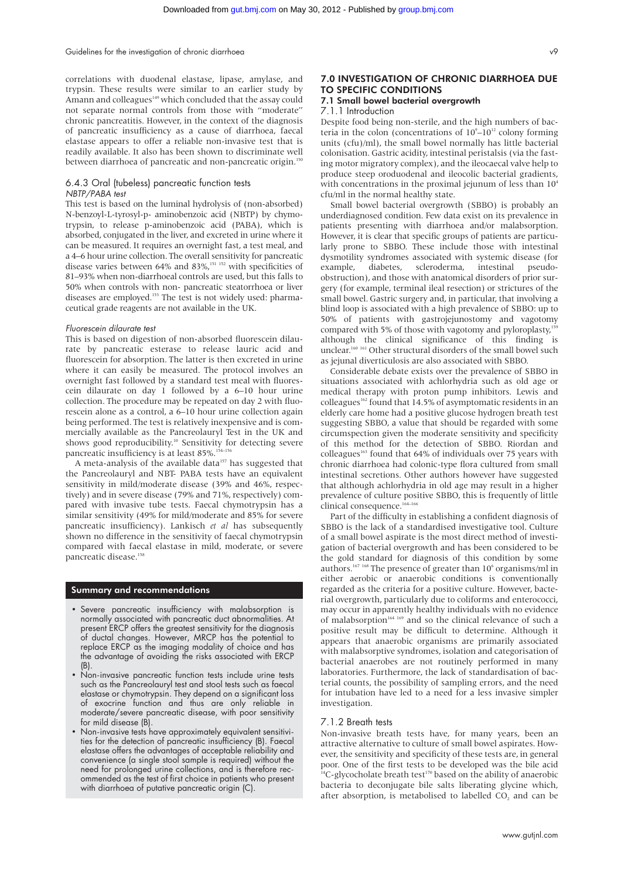correlations with duodenal elastase, lipase, amylase, and trypsin. These results were similar to an earlier study by Amann and colleagues[149] which concluded that the assay could not separate normal controls from those with "moderate" chronic pancreatitis. However, in the context of the diagnosis of pancreatic insufficiency as a cause of diarrhoea, faecal elastase appears to offer a reliable non-invasive test that is readily available. It also has been shown to discriminate well between diarrhoea of pancreatic and non-pancreatic origin.[150]

### 6.4.3 Oral (tubeless) pancreatic function tests

*NBTP/PABA test*

This test is based on the luminal hydrolysis of (non-absorbed) N-benzoyl-L-tyrosyl-p- aminobenzoic acid (NBTP) by chymotrypsin, to release p-aminobenzoic acid (PABA), which is absorbed, conjugated in the liver, and excreted in urine where it can be measured. It requires an overnight fast, a test meal, and a 4–6 hour urine collection. The overall sensitivity for pancreatic disease varies between 64% and 83%,[151 152] with specificities of 81–93% when non-diarrhoeal controls are used, but this falls to 50% when controls with non- pancreatic steatorrhoea or liver diseases are employed.[153] The test is not widely used: pharmaceutical grade reagents are not available in the UK.

*Fluorescein dilaurate test*

This is based on digestion of non-absorbed fluorescein dilaurate by pancreatic esterase to release lauric acid and fluorescein for absorption. The latter is then excreted in urine where it can easily be measured. The protocol involves an overnight fast followed by a standard test meal with fluorescein dilaurate on day 1 followed by a 6–10 hour urine collection. The procedure may be repeated on day 2 with fluorescein alone as a control, a 6–10 hour urine collection again being performed. The test is relatively inexpensive and is commercially available as the Pancreolauryl Test in the UK and shows good reproducibility.[10] Sensitivity for detecting severe pancreatic insufficiency is at least 85%.[154–156]

A meta-analysis of the available data[157] has suggested that the Pancreolauryl and NBT- PABA tests have an equivalent sensitivity in mild/moderate disease (39% and 46%, respectively) and in severe disease (79% and 71%, respectively) compared with invasive tube tests. Faecal chymotrypsin has a similar sensitivity (49% for mild/moderate and 85% for severe pancreatic insufficiency). Lankisch *et al* has subsequently shown no difference in the sensitivity of faecal chymotrypsin compared with faecal elastase in mild, moderate, or severe pancreatic disease.[158]

**Summary and recommendations**

- Severe pancreatic insufficiency with malabsorption is normally associated with pancreatic duct abnormalities. At present ERCP offers the greatest sensitivity for the diagnosis of ductal changes. However, MRCP has the potential to replace ERCP as the imaging modality of choice and has the advantage of avoiding the risks associated with ERCP (B).
- Non-invasive pancreatic function tests include urine tests such as the Pancreolauryl test and stool tests such as faecal elastase or chymotrypsin. They depend on a significant loss of exocrine function and thus are only reliable in moderate/severe pancreatic disease, with poor sensitivity for mild disease (B).
- Non-invasive tests have approximately equivalent sensitivities for the detection of pancreatic insufficiency (B). Faecal elastase offers the advantages of acceptable reliability and convenience (a single stool sample is required) without the need for prolonged urine collections, and is therefore recommended as the test of first choice in patients who present with diarrhoea of putative pancreatic origin (C).

## 7.0 INVESTIGATION OF CHRONIC DIARRHOEA DUE TO SPECIFIC CONDITIONS

### 7.1 Small bowel bacterial overgrowth

#### 7.1.1 Introduction

Despite food being non-sterile, and the high numbers of bacteria in the colon (concentrations of $10^9$–$10^{12}$ colony forming units (cfu)/ml), the small bowel normally has little bacterial colonisation. Gastric acidity, intestinal peristalsis (via the fasting motor migratory complex), and the ileocaecal valve help to produce steep oroduodenal and ileocolic bacterial gradients, with concentrations in the proximal jejunum of less than $10^4$ cfu/ml in the normal healthy state.

Small bowel bacterial overgrowth (SBBO) is probably an underdiagnosed condition. Few data exist on its prevalence in patients presenting with diarrhoea and/or malabsorption. However, it is clear that specific groups of patients are particularly prone to SBBO. These include those with intestinal dysmotility syndromes associated with systemic disease (for example, diabetes, scleroderma, intestinal pseudo-obstruction), and those with anatomical disorders of prior surgery (for example, terminal ileal resection) or strictures of the small bowel. Gastric surgery and, in particular, that involving a blind loop is associated with a high prevalence of SBBO: up to 50% of patients with gastrojejunostomy and vagotomy compared with 5% of those with vagotomy and pyloroplasty,[159] although the clinical significance of this finding is unclear.[160 161] Other structural disorders of the small bowel such as jejunal diverticulosis are also associated with SBBO.

Considerable debate exists over the prevalence of SBBO in situations associated with achlorhydria such as old age or medical therapy with proton pump inhibitors. Lewis and colleagues[162] found that 14.5% of asymptomatic residents in an elderly care home had a positive glucose hydrogen breath test suggesting SBBO, a value that should be regarded with some circumspection given the moderate sensitivity and specificity of this method for the detection of SBBO. Riordan and colleagues[163] found that 64% of individuals over 75 years with chronic diarrhoea had colonic-type flora cultured from small intestinal secretions. Other authors however have suggested that although achlorhydria in old age may result in a higher prevalence of culture positive SBBO, this is frequently of little clinical consequence.[164–166]

Part of the difficulty in establishing a confident diagnosis of SBBO is the lack of a standardised investigative tool. Culture of a small bowel aspirate is the most direct method of investigation of bacterial overgrowth and has been considered to be the gold standard for diagnosis of this condition by some authors.[167 168] The presence of greater than $10^6$ organisms/ml in either aerobic or anaerobic conditions is conventionally regarded as the criteria for a positive culture. However, bacterial overgrowth, particularly due to coliforms and enterococci, may occur in apparently healthy individuals with no evidence of malabsorption[164 169] and so the clinical relevance of such a positive result may be difficult to determine. Although it appears that anaerobic organisms are primarily associated with malabsorption syndromes, isolation and categorisation of bacterial anaerobes are not routinely performed in many laboratories. Furthermore, the lack of standardisation of bacterial counts, the possibility of sampling errors, and the need for intubation have led to a need for a less invasive simpler investigation.

#### 7.1.2 Breath tests

Non-invasive breath tests have, for many years, been an attractive alternative to culture of small bowel aspirates. However, the sensitivity and specificity of these tests are, in general poor. One of the first tests to be developed was the bile acid $^{14}$C-glycocholate breath test[170] based on the ability of anaerobic bacteria to deconjugate bile salts liberating glycine which, after absorption, is metabolised to labelled $CO_2$ and can be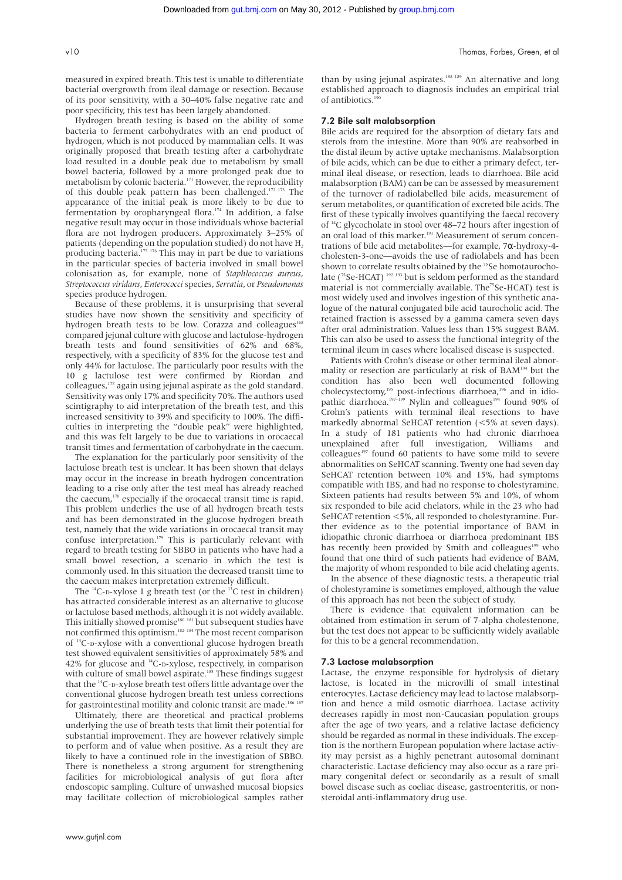measured in expired breath. This test is unable to differentiate bacterial overgrowth from ileal damage or resection. Because of its poor sensitivity, with a 30–40% false negative rate and poor specificity, this test has been largely abandoned.

Hydrogen breath testing is based on the ability of some bacteria to ferment carbohydrates with an end product of hydrogen, which is not produced by mammalian cells. It was originally proposed that breath testing after a carbohydrate load resulted in a double peak due to metabolism by small bowel bacteria, followed by a more prolonged peak due to metabolism by colonic bacteria.[171] However, the reproducibility of this double peak pattern has been challenged.[172 173] The appearance of the initial peak is more likely to be due to fermentation by oropharyngeal flora.[174] In addition, a false negative result may occur in those individuals whose bacterial flora are not hydrogen producers. Approximately 3–25% of patients (depending on the population studied) do not have $H_2$ producing bacteria.[175 176] This may in part be due to variations in the particular species of bacteria involved in small bowel colonisation as, for example, none of *Staphlococcus aureus*, *Streptococcus viridans*, *Enterococci* species, *Serratia*, or *Pseudomonas* species produce hydrogen.

Because of these problems, it is unsurprising that several studies have now shown the sensitivity and specificity of hydrogen breath tests to be low. Corazza and colleagues[168] compared jejunal culture with glucose and lactulose-hydrogen breath tests and found sensitivities of 62% and 68%, respectively, with a specificity of 83% for the glucose test and only 44% for lactulose. The particularly poor results with the 10 g lactulose test were confirmed by Riordan and colleagues,[177] again using jejunal aspirate as the gold standard. Sensitivity was only 17% and specificity 70%. The authors used scintigraphy to aid interpretation of the breath test, and this increased sensitivity to 39% and specificity to 100%. The difficulties in interpreting the "double peak" were highlighted, and this was felt largely to be due to variations in orocaecal transit times and fermentation of carbohydrate in the caecum.

The explanation for the particularly poor sensitivity of the lactulose breath test is unclear. It has been shown that delays may occur in the increase in breath hydrogen concentration leading to a rise only after the test meal has already reached the caecum,[178] especially if the orocaecal transit time is rapid. This problem underlies the use of all hydrogen breath tests and has been demonstrated in the glucose hydrogen breath test, namely that the wide variations in orocaecal transit may confuse interpretation.[179] This is particularly relevant with regard to breath testing for SBBO in patients who have had a small bowel resection, a scenario in which the test is commonly used. In this situation the decreased transit time to the caecum makes interpretation extremely difficult.

The $^{14}$C-D-xylose 1 g breath test (or the $^{13}$C test in children) has attracted considerable interest as an alternative to glucose or lactulose based methods, although it is not widely available. This initially showed promise[180 181] but subsequent studies have not confirmed this optimism.[182–184] The most recent comparison of $^{14}$C-D-xylose with a conventional glucose hydrogen breath test showed equivalent sensitivities of approximately 58% and 42% for glucose and $^{14}$C-D-xylose, respectively, in comparison with culture of small bowel aspirate.[185] These findings suggest that the $^{14}$C-D-xylose breath test offers little advantage over the conventional glucose hydrogen breath test unless corrections for gastrointestinal motility and colonic transit are made.[186 187]

Ultimately, there are theoretical and practical problems underlying the use of breath tests that limit their potential for substantial improvement. They are however relatively simple to perform and of value when positive. As a result they are likely to have a continued role in the investigation of SBBO. There is nonetheless a strong argument for strengthening facilities for microbiological analysis of gut flora after endoscopic sampling. Culture of unwashed mucosal biopsies may facilitate collection of microbiological samples rather than by using jejunal aspirates.[188 189] An alternative and long established approach to diagnosis includes an empirical trial of antibiotics.[190]

### 7.2 Bile salt malabsorption

Bile acids are required for the absorption of dietary fats and sterols from the intestine. More than 90% are reabsorbed in the distal ileum by active uptake mechanisms. Malabsorption of bile acids, which can be due to either a primary defect, terminal ileal disease, or resection, leads to diarrhoea. Bile acid malabsorption (BAM) can be can be assessed by measurement of the turnover of radiolabelled bile acids, measurement of serum metabolites, or quantification of excreted bile acids. The first of these typically involves quantifying the faecal recovery of $^{14}$C glycocholate in stool over 48–72 hours after ingestion of an oral load of this marker.[191] Measurement of serum concentrations of bile acid metabolites—for example, 7α-hydroxy-4-cholesten-3-one—avoids the use of radiolabels and has been shown to correlate results obtained by the $^{75}$Se homotaurocholate ($^{75}$Se-HCAT) [192 193] but is seldom performed as the standard material is not commercially available. The $^{75}$Se-HCAT) test is most widely used and involves ingestion of this synthetic analogue of the natural conjugated bile acid taurocholic acid. The retained fraction is assessed by a gamma camera seven days after oral administration. Values less than 15% suggest BAM. This can also be used to assess the functional integrity of the terminal ileum in cases where localised disease is suspected.

Patients with Crohn's disease or other terminal ileal abnormality or resection are particularly at risk of BAM[194] but the condition has also been well documented following cholecystectomy,[195] post-infectious diarrhoea,[196] and in idiopathic diarrhoea.[197–199] Nylin and colleagues[194] found 90% of Crohn's patients with terminal ileal resections to have markedly abnormal SeHCAT retention (<5% at seven days). In a study of 181 patients who had chronic diarrhoea unexplained after full investigation, Williams and colleagues[197] found 60 patients to have some mild to severe abnormalities on SeHCAT scanning. Twenty one had seven day SeHCAT retention between 10% and 15%, had symptoms compatible with IBS, and had no response to cholestyramine. Sixteen patients had results between 5% and 10%, of whom six responded to bile acid chelators, while in the 23 who had SeHCAT retention <5%, all responded to cholestyramine. Further evidence as to the potential importance of BAM in idiopathic chronic diarrhoea or diarrhoea predominant IBS has recently been provided by Smith and colleagues[199] who found that one third of such patients had evidence of BAM, the majority of whom responded to bile acid chelating agents.

In the absence of these diagnostic tests, a therapeutic trial of cholestyramine is sometimes employed, although the value of this approach has not been the subject of study.

There is evidence that equivalent information can be obtained from estimation in serum of 7-alpha cholestenone, but the test does not appear to be sufficiently widely available for this to be a general recommendation.

### 7.3 Lactose malabsorption

Lactase, the enzyme responsible for hydrolysis of dietary lactose, is located in the microvilli of small intestinal enterocytes. Lactase deficiency may lead to lactose malabsorption and hence a mild osmotic diarrhoea. Lactase activity decreases rapidly in most non-Caucasian population groups after the age of two years, and a relative lactase deficiency should be regarded as normal in these individuals. The exception is the northern European population where lactase activity may persist as a highly penetrant autosomal dominant characteristic. Lactase deficiency may also occur as a rare primary congenital defect or secondarily as a result of small bowel disease such as coeliac disease, gastroenteritis, or non-steroidal anti-inflammatory drug use.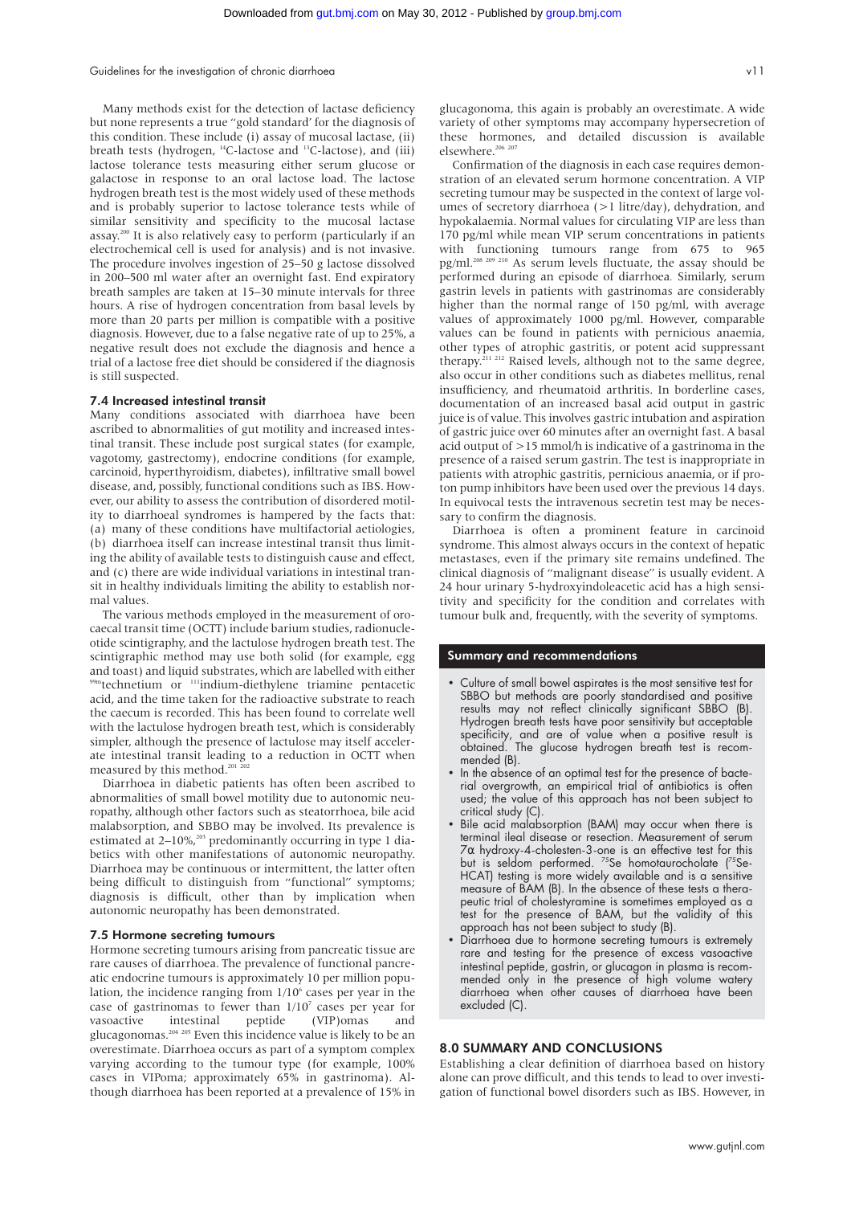Many methods exist for the detection of lactase deficiency but none represents a true "gold standard" for the diagnosis of this condition. These include (i) assay of mucosal lactase, (ii) breath tests (hydrogen, $^{14}$C-lactose and $^{13}$C-lactose), and (iii) lactose tolerance tests measuring either serum glucose or galactose in response to an oral lactose load. The lactose hydrogen breath test is the most widely used of these methods and is probably superior to lactose tolerance tests while of similar sensitivity and specificity to the mucosal lactase assay.[200] It is also relatively easy to perform (particularly if an electrochemical cell is used for analysis) and is not invasive. The procedure involves ingestion of 25–50 g lactose dissolved in 200–500 ml water after an overnight fast. End expiratory breath samples are taken at 15–30 minute intervals for three hours. A rise of hydrogen concentration from basal levels by more than 20 parts per million is compatible with a positive diagnosis. However, due to a false negative rate of up to 25%, a negative result does not exclude the diagnosis and hence a trial of a lactose free diet should be considered if the diagnosis is still suspected.

### 7.4 Increased intestinal transit

Many conditions associated with diarrhoea have been ascribed to abnormalities of gut motility and increased intestinal transit. These include post surgical states (for example, vagotomy, gastrectomy), endocrine conditions (for example, carcinoid, hyperthyroidism, diabetes), infiltrative small bowel disease, and, possibly, functional conditions such as IBS. However, our ability to assess the contribution of disordered motility to diarrhoeal syndromes is hampered by the facts that: (a) many of these conditions have multifactorial aetiologies, (b) diarrhoea itself can increase intestinal transit thus limiting the ability of available tests to distinguish cause and effect, and (c) there are wide individual variations in intestinal transit in healthy individuals limiting the ability to establish normal values.

The various methods employed in the measurement of orocaecal transit time (OCTT) include barium studies, radionucleotide scintigraphy, and the lactulose hydrogen breath test. The scintigraphic method may use both solid (for example, egg and toast) and liquid substrates, which are labelled with either $^{99m}$technetium or $^{111}$indium-diethylene triamine pentacetic acid, and the time taken for the radioactive substrate to reach the caecum is recorded. This has been found to correlate well with the lactulose hydrogen breath test, which is considerably simpler, although the presence of lactulose may itself accelerate intestinal transit leading to a reduction in OCTT when measured by this method.[201,202]

Diarrhoea in diabetic patients has often been ascribed to abnormalities of small bowel motility due to autonomic neuropathy, although other factors such as steatorrhoea, bile acid malabsorption, and SBBO may be involved. Its prevalence is estimated at 2–10%,[203] predominantly occurring in type 1 diabetics with other manifestations of autonomic neuropathy. Diarrhoea may be continuous or intermittent, the latter often being difficult to distinguish from "functional" symptoms; diagnosis is difficult, other than by implication when autonomic neuropathy has been demonstrated.

### 7.5 Hormone secreting tumours

Hormone secreting tumours arising from pancreatic tissue are rare causes of diarrhoea. The prevalence of functional pancreatic endocrine tumours is approximately 10 per million population, the incidence ranging from $1/10^6$ cases per year in the case of gastrinomas to fewer than $1/10^7$ cases per year for vasoactive intestinal peptide (VIP)omas and glucagonomas.[204,205] Even this incidence value is likely to be an overestimate. Diarrhoea occurs as part of a symptom complex varying according to the tumour type (for example, 100% cases in VIPoma; approximately 65% in gastrinoma). Although diarrhoea has been reported at a prevalence of 15% in glucagonoma, this again is probably an overestimate. A wide variety of other symptoms may accompany hypersecretion of these hormones, and detailed discussion is available elsewhere.[206,207]

Confirmation of the diagnosis in each case requires demonstration of an elevated serum hormone concentration. A VIP secreting tumour may be suspected in the context of large volumes of secretory diarrhoea (>1 litre/day), dehydration, and hypokalaemia. Normal values for circulating VIP are less than 170 pg/ml while mean VIP serum concentrations in patients with functioning tumours range from 675 to 965 pg/ml.[208,209,210] As serum levels fluctuate, the assay should be performed during an episode of diarrhoea. Similarly, serum gastrin levels in patients with gastrinomas are considerably higher than the normal range of 150 pg/ml, with average values of approximately 1000 pg/ml. However, comparable values can be found in patients with pernicious anaemia, other types of atrophic gastritis, or potent acid suppressant therapy.[211,212] Raised levels, although not to the same degree, also occur in other conditions such as diabetes mellitus, renal insufficiency, and rheumatoid arthritis. In borderline cases, documentation of an increased basal acid output in gastric juice is of value. This involves gastric intubation and aspiration of gastric juice over 60 minutes after an overnight fast. A basal acid output of >15 mmol/h is indicative of a gastrinoma in the presence of a raised serum gastrin. The test is inappropriate in patients with atrophic gastritis, pernicious anaemia, or if proton pump inhibitors have been used over the previous 14 days. In equivocal tests the intravenous secretin test may be necessary to confirm the diagnosis.

Diarrhoea is often a prominent feature in carcinoid syndrome. This almost always occurs in the context of hepatic metastases, even if the primary site remains undefined. The clinical diagnosis of "malignant disease" is usually evident. A 24 hour urinary 5-hydroxyindoleacetic acid has a high sensitivity and specificity for the condition and correlates with tumour bulk and, frequently, with the severity of symptoms.

#### Summary and recommendations

- Culture of small bowel aspirates is the most sensitive test for SBBO but methods are poorly standardised and positive results may not reflect clinically significant SBBO (B). Hydrogen breath tests have poor sensitivity but acceptable specificity, and are of value when a positive result is obtained. The glucose hydrogen breath test is recommended (B).
- In the absence of an optimal test for the presence of bacterial overgrowth, an empirical trial of antibiotics is often used; the value of this approach has not been subject to critical study (C).
- Bile acid malabsorption (BAM) may occur when there is terminal ileal disease or resection. Measurement of serum 7α hydroxy-4-cholesten-3-one is an effective test for this but is seldom performed. $^{75}$Se homotaurocholate ($^{75}$Se-HCAT) testing is more widely available and is a sensitive measure of BAM (B). In the absence of these tests a therapeutic trial of cholestyramine is sometimes employed as a test for the presence of BAM, but the validity of this approach has not been subject to study (B).
- Diarrhoea due to hormone secreting tumours is extremely rare and testing for the presence of excess vasoactive intestinal peptide, gastrin, or glucagon in plasma is recommended only in the presence of high volume watery diarrhoea when other causes of diarrhoea have been excluded (C).

## 8.0 SUMMARY AND CONCLUSIONS

Establishing a clear definition of diarrhoea based on history alone can prove difficult, and this tends to lead to over investigation of functional bowel disorders such as IBS. However, in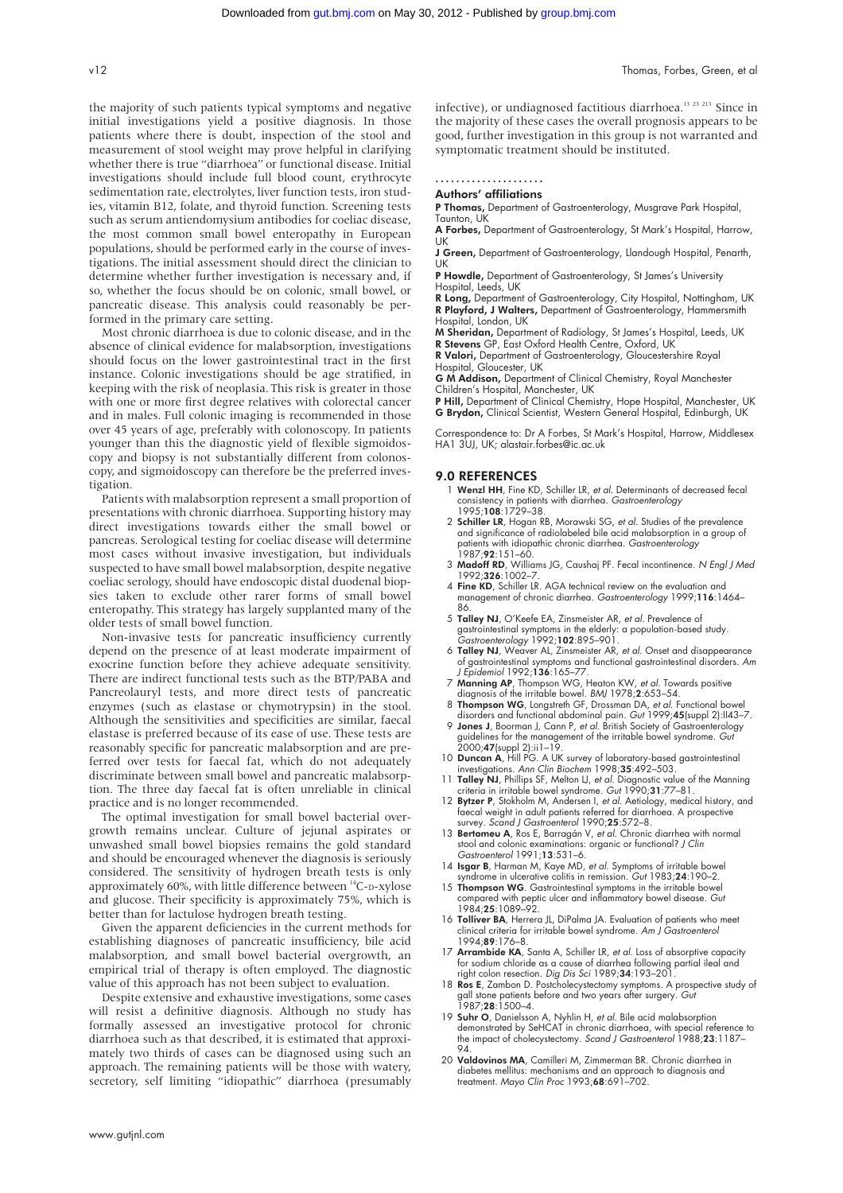the majority of such patients typical symptoms and negative initial investigations yield a positive diagnosis. In those patients where there is doubt, inspection of the stool and measurement of stool weight may prove helpful in clarifying whether there is true "diarrhoea" or functional disease. Initial investigations should include full blood count, erythrocyte sedimentation rate, electrolytes, liver function tests, iron studies, vitamin B12, folate, and thyroid function. Screening tests such as serum antiendomysium antibodies for coeliac disease, the most common small bowel enteropathy in European populations, should be performed early in the course of investigations. The initial assessment should direct the clinician to determine whether further investigation is necessary and, if so, whether the focus should be on colonic, small bowel, or pancreatic disease. This analysis could reasonably be performed in the primary care setting.

Most chronic diarrhoea is due to colonic disease, and in the absence of clinical evidence for malabsorption, investigations should focus on the lower gastrointestinal tract in the first instance. Colonic investigations should be age stratified, in keeping with the risk of neoplasia. This risk is greater in those with one or more first degree relatives with colorectal cancer and in males. Full colonic imaging is recommended in those over 45 years of age, preferably with colonoscopy. In patients younger than this the diagnostic yield of flexible sigmoidoscopy and biopsy is not substantially different from colonoscopy, and sigmoidoscopy can therefore be the preferred investigation.

Patients with malabsorption represent a small proportion of presentations with chronic diarrhoea. Supporting history may direct investigations towards either the small bowel or pancreas. Serological testing for coeliac disease will determine most cases without invasive investigation, but individuals suspected to have small bowel malabsorption, despite negative coeliac serology, should have endoscopic distal duodenal biopsies taken to exclude other rarer forms of small bowel enteropathy. This strategy has largely supplanted many of the older tests of small bowel function.

Non-invasive tests for pancreatic insufficiency currently depend on the presence of at least moderate impairment of exocrine function before they achieve adequate sensitivity. There are indirect functional tests such as the BTP/PABA and Pancreolauryl tests, and more direct tests of pancreatic enzymes (such as elastase or chymotrypsin) in the stool. Although the sensitivities and specificities are similar, faecal elastase is preferred because of its ease of use. These tests are reasonably specific for pancreatic malabsorption and are preferred over tests for faecal fat, which do not adequately discriminate between small bowel and pancreatic malabsorption. The three day faecal fat is often unreliable in clinical practice and is no longer recommended.

The optimal investigation for small bowel bacterial overgrowth remains unclear. Culture of jejunal aspirates or unwashed small bowel biopsies remains the gold standard and should be encouraged whenever the diagnosis is seriously considered. The sensitivity of hydrogen breath tests is only approximately 60%, with little difference between $^{14}$C-D-xylose and glucose. Their specificity is approximately 75%, which is better than for lactulose hydrogen breath testing.

Given the apparent deficiencies in the current methods for establishing diagnoses of pancreatic insufficiency, bile acid malabsorption, and small bowel bacterial overgrowth, an empirical trial of therapy is often employed. The diagnostic value of this approach has not been subject to evaluation.

Despite extensive and exhaustive investigations, some cases will resist a definitive diagnosis. Although no study has formally assessed an investigative protocol for chronic diarrhoea such as that described, it is estimated that approximately two thirds of cases can be diagnosed using such an approach. The remaining patients will be those with watery, secretory, self limiting "idiopathic" diarrhoea (presumably infective), or undiagnosed factitious diarrhoea.[13 23 213] Since in the majority of these cases the overall prognosis appears to be good, further investigation in this group is not warranted and symptomatic treatment should be instituted.

## Authors' affiliations

**P Thomas,** Department of Gastroenterology, Musgrave Park Hospital, Taunton, UK
**A Forbes,** Department of Gastroenterology, St Mark's Hospital, Harrow, UK
**J Green,** Department of Gastroenterology, Llandough Hospital, Penarth, UK
**P Howdle,** Department of Gastroenterology, St James's University Hospital, Leeds, UK
**R Long,** Department of Gastroenterology, City Hospital, Nottingham, UK
**R Playford, J Walters,** Department of Gastroenterology, Hammersmith Hospital, London, UK
**M Sheridan,** Department of Radiology, St James's Hospital, Leeds, UK
**R Stevens** GP, East Oxford Health Centre, Oxford, UK
**R Valori,** Department of Gastroenterology, Gloucestershire Royal Hospital, Gloucester, UK
**G M Addison,** Department of Clinical Chemistry, Royal Manchester Children's Hospital, Manchester, UK
**P Hill,** Department of Clinical Chemistry, Hope Hospital, Manchester, UK
**G Brydon,** Clinical Scientist, Western General Hospital, Edinburgh, UK

Correspondence to: Dr A Forbes, St Mark's Hospital, Harrow, Middlesex HA1 3UJ, UK; alastair.forbes@ic.ac.uk

## 9.0 REFERENCES

1. **Wenzl HH**, Fine KD, Schiller LR, *et al*. Determinants of decreased fecal consistency in patients with diarrhea. *Gastroenterology* 1995;**108**:1729–38.
2. **Schiller LR**, Hogan RB, Morawski SG, *et al*. Studies of the prevalence and significance of radiolabeled bile acid malabsorption in a group of patients with idiopathic chronic diarrhea. *Gastroenterology* 1987;**92**:151–60.
3. **Madoff RD**, Williams JG, Caushaj PF. Fecal incontinence. *N Engl J Med* 1992;**326**:1002–7.
4. **Fine KD**, Schiller LR. AGA technical review on the evaluation and management of chronic diarrhea. *Gastroenterology* 1999;**116**:1464–86.
5. **Talley NJ**, O'Keefe EA, Zinsmeister AR, *et al*. Prevalence of gastrointestinal symptoms in the elderly: a population-based study. *Gastroenterology* 1992;**102**:895–901.
6. **Talley NJ**, Weaver AL, Zinsmeister AR, *et al*. Onset and disappearance of gastrointestinal symptoms and functional gastrointestinal disorders. *Am J Epidemiol* 1992;**136**:165–77.
7. **Manning AP**, Thompson WG, Heaton KW, *et al*. Towards positive diagnosis of the irritable bowel. *BMJ* 1978;**2**:653–54.
8. **Thompson WG**, Longstreth GF, Drossman DA, *et al*. Functional bowel disorders and functional abdominal pain. *Gut* 1999;**45**(suppl 2):II43–7.
9. **Jones J**, Boorman J, Cann P, *et al*. British Society of Gastroenterology guidelines for the management of the irritable bowel syndrome. *Gut* 2000;**47**(suppl 2):ii1–19.
10. **Duncan A**, Hill PG. A UK survey of laboratory-based gastrointestinal investigations. *Ann Clin Biochem* 1998;**35**:492–503.
11. **Talley NJ**, Phillips SF, Melton LJ, *et al*. Diagnostic value of the Manning criteria in irritable bowel syndrome. *Gut* 1990;**31**:77–81.
12. **Bytzer P**, Stokholm M, Andersen I, *et al*. Aetiology, medical history, and faecal weight in adult patients referred for diarrhoea. A prospective survey. *Scand J Gastroenterol* 1990;**25**:572–8.
13. **Bertomeu A**, Ros E, Barragán V, *et al*. Chronic diarrhea with normal stool and colonic examinations: organic or functional? *J Clin Gastroenterol* 1991;**13**:531–6.
14. **Isgar B**, Harman M, Kaye MD, *et al*. Symptoms of irritable bowel syndrome in ulcerative colitis in remission. *Gut* 1983;**24**:190–2.
15. **Thompson WG**. Gastrointestinal symptoms in the irritable bowel compared with peptic ulcer and inflammatory bowel disease. *Gut* 1984;**25**:1089–92.
16. **Tolliver BA**, Herrera JL, DiPalma JA. Evaluation of patients who meet clinical criteria for irritable bowel syndrome. *Am J Gastroenterol* 1994;**89**:176–8.
17. **Arrambide KA**, Santa A, Schiller LR, *et al*. Loss of absorptive capacity for sodium chloride as a cause of diarrhea following partial ileal and right colon resection. *Dig Dis Sci* 1989;**34**:193–201.
18. **Ros E**, Zambon D. Postcholecystectomy symptoms. A prospective study of gall stone patients before and two years after surgery. *Gut* 1987;**28**:1500–4.
19. **Suhr O**, Danielsson A, Nyhlin H, *et al*. Bile acid malabsorption demonstrated by SeHCAT in chronic diarrhoea, with special reference to the impact of cholecystectomy. *Scand J Gastroenterol* 1988;**23**:1187–94.
20. **Valdovinos MA**, Camilleri M, Zimmerman BR. Chronic diarrhea in diabetes mellitus: mechanisms and an approach to diagnosis and treatment. *Mayo Clin Proc* 1993;**68**:691–702.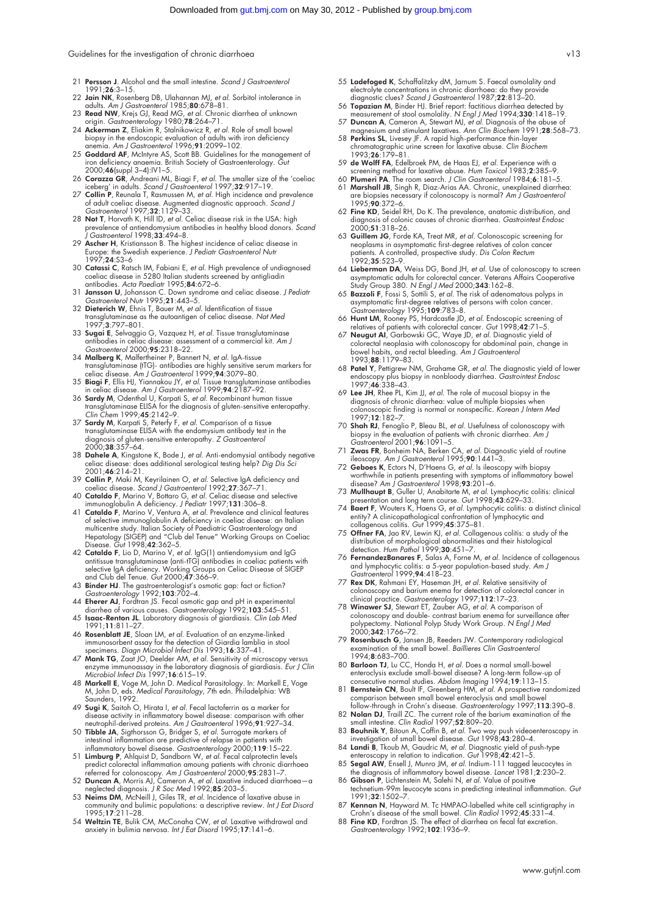21 **Persson J**. Alcohol and the small intestine. *Scand J Gastroenterol* 1991;**26**:3–15.

22 **Jain NK**, Rosenberg DB, Ulahannan MJ, *et al*. Sorbitol intolerance in adults. *Am J Gastroenterol* 1985;**80**:678–81.

23 **Read NW**, Krejs GJ, Read MG, *et al*. Chronic diarrhea of unknown origin. *Gastroenterology* 1980;**78**:264–71.

24 **Ackerman Z**, Eliakim R, Stalnikowicz R, *et al*. Role of small bowel biopsy in the endoscopic evaluation of adults with iron deficiency anemia. *Am J Gastroenterol* 1996;**91**:2099–102.

25 **Goddard AF**, McIntyre AS, Scott BB. Guidelines for the management of iron deficiency anaemia. British Society of Gastroenterology. *Gut* 2000;**46**(suppl 3–4):IV1–5.

26 **Corazza GR**, Andreani ML, Biagi F, *et al*. The smaller size of the 'coeliac iceberg' in adults. *Scand J Gastroenterol* 1997;**32**:917–19.

27 **Collin P**, Reunala T, Rasmussen M, *et al*. High incidence and prevalence of adult coeliac disease. Augmented diagnostic approach. *Scand J Gastroenterol* 1997;**32**:1129–33.

28 **Not T**, Horvath K, Hill ID, *et al*. Celiac disease risk in the USA: high prevalence of antiendomysium antibodies in healthy blood donors. *Scand J Gastroenterol* 1998;**33**:494–8.

29 **Ascher H**, Kristiansson B. The highest incidence of celiac disease in Europe: the Swedish experience. *J Pediatr Gastroenterol Nutr* 1997;**24**:S3–6

30 **Catassi C**, Ratsch IM, Fabiani E, *et al*. High prevalence of undiagnosed coeliac disease in 5280 Italian students screened by antigliadin antibodies. *Acta Paediatr* 1995;**84**:672–6.

31 **Jansson U**, Johansson C. Down syndrome and celiac disease. *J Pediatr Gastroenterol Nutr* 1995;**21**:443–5.

32 **Dieterich W**, Ehnis T, Bauer M, *et al*. Identification of tissue transglutaminase as the autoantigen of celiac disease. *Nat Med* 1997;**3**:797–801.

33 **Sugai E**, Selvaggio G, Vazquez H, *et al*. Tissue transglutaminase antibodies in celiac disease: assessment of a commercial kit. *Am J Gastroenterol* 2000;**95**:2318–22.

34 **Malberg K**, Malfertheiner P, Bannert N, *et al*. IgA-tissue transglutaminase (tTG)- antibodies are highly sensitive serum markers for celiac disease. *Am J Gastroenterol* 1999;**94**:3079–80.

35 **Biagi F**, Ellis HJ, Yiannakou JY, *et al*. Tissue transglutaminase antibodies in celiac disease. *Am J Gastroenterol* 1999;**94**:2187–92.

36 **Sardy M**, Odenthal U, Karpati S, *et al*. Recombinant human tissue transglutaminase ELISA for the diagnosis of gluten-sensitive enteropathy. *Clin Chem* 1999;**45**:2142–9.

37 **Sardy M**, Karpati S, Peterfy F, *et al*. Comparison of a tissue transglutaminase ELISA with the endomysium antibody test in the diagnosis of gluten-sensitive enteropathy. *Z Gastroenterol* 2000;**38**:357–64.

38 **Dahele A**, Kingstone K, Bode J, *et al*. Anti-endomysial antibody negative celiac disease: does additional serological testing help? *Dig Dis Sci* 2001;**46**:214–21.

39 **Collin P**, Maki M, Keyrilainen O, *et al*. Selective IgA deficiency and coeliac disease. *Scand J Gastroenterol* 1992;**27**:367–71.

40 **Cataldo F**, Marino V, Bottaro G, *et al*. Celiac disease and selective immunoglobulin A deficiency. *J Pediatr* 1997;**131**:306–8.

41 **Cataldo F**, Marino V, Ventura A, *et al*. Prevalence and clinical features of selective immunoglobulin A deficiency in coeliac disease: an Italian multicentre study. Italian Society of Paediatric Gastroenterology and Hepatology (SIGEP) and "Club del Tenue" Working Groups on Coeliac Disease. *Gut* 1998;**42**:362–5.

42 **Cataldo F**, Lio D, Marino V, *et al*. IgG(1) antiendomysium and IgG antitissue transglutaminase (anti-tTG) antibodies in coeliac patients with selective IgA deficiency. Working Groups on Celiac Disease of SIGEP and Club del Tenue. *Gut* 2000;**47**:366–9.

43 **Binder HJ**. The gastroenterologist's osmotic gap: fact or fiction? *Gastroenterology* 1992;**103**:702–4.

44 **Eherer AJ**, Fordtran JS. Fecal osmotic gap and pH in experimental diarrhea of various causes. *Gastroenterology* 1992;**103**:545–51.

45 **Isaac-Renton JL**. Laboratory diagnosis of giardiasis. *Clin Lab Med* 1991;**11**:811–27.

46 **Rosenblatt JE**, Sloan LM, *et al*. Evaluation of an enzyme-linked immunosorbent assay for the detection of Giardia lamblia in stool specimens. *Diagn Microbiol Infect Dis* 1993;**16**:337–41.

47 **Mank TG**, Zaat JO, Deelder AM, *et al*. Sensitivity of microscopy versus enzyme immunoassay in the laboratory diagnosis of giardiasis. *Eur J Clin Microbiol Infect Dis* 1997;**16**:615–19.

48 **Markell E**, Voge M, John D. Medical Parasitology. In: Markell E, Voge M, John D, eds. *Medical Parasitology*, 7th edn. Philadelphia: WB Saunders, 1992.

49 **Sugi K**, Saitoh O, Hirata I, *et al*. Fecal lactoferrin as a marker for disease activity in inflammatory bowel disease: comparison with other neutrophil-derived proteins. *Am J Gastroenterol* 1996;**91**:927–34.

50 **Tibble JA**, Sigthorsson G, Bridger S, *et al*. Surrogate markers of intestinal inflammation are predictive of relapse in patients with inflammatory bowel disease. *Gastroenterology* 2000;**119**:15–22.

51 **Limburg P**, Ahlquist D, Sandborn W, *et al*. Fecal calprotectin levels predict colorectal inflammation amoung patients with chronic diarrhoea referred for colonoscopy. *Am J Gastroenterol* 2000;**95**:2831–7.

52 **Duncan A**, Morris AJ, Cameron A, *et al*. Laxative induced diarrhoea—a neglected diagnosis. *J R Soc Med* 1992;**85**:203–5.

53 **Neims DM**, McNeill J, Giles TR, *et al*. Incidence of laxative abuse in community and bulimic populations: a descriptive review. *Int J Eat Disord* 1995;**17**:211–28.

54 **Weltzin TE**, Bulik CM, McConaha CW, *et al*. Laxative withdrawal and anxiety in bulimia nervosa. *Int J Eat Disord* 1995;**17**:141–6.

55 **Ladefoged K**, Schaffalitzky dM, Jarnum S. Faecal osmolality and electrolyte concentrations in chronic diarrhoea: do they provide diagnostic clues? *Scand J Gastroenterol* 1987;**22**:813–20.

56 **Topazian M**, Binder HJ. Brief report: factitious diarrhea detected by measurement of stool osmolality. *N Engl J Med* 1994;**330**:1418–19.

57 **Duncan A**, Cameron A, Stewart MJ, *et al*. Diagnosis of the abuse of magnesium and stimulant laxatives. *Ann Clin Biochem* 1991;**28**:568–73.

58 **Perkins SL**, Livesey JF. A rapid high-performance thin-layer chromatographic urine screen for laxative abuse. *Clin Biochem* 1993;**26**:179–81.

59 **de Wolff FA**, Edelbroek PM, de Haas EJ, *et al*. Experience with a screening method for laxative abuse. *Hum Toxicol* 1983;**2**:385–9.

60 **Plumeri PA**. The room search. *J Clin Gastroenterol* 1984;**6**:181–5.

61 **Marshall JB**, Singh R, Diaz-Arias AA. Chronic, unexplained diarrhea: are biopsies necessary if colonoscopy is normal? *Am J Gastroenterol* 1995;**90**:372–6.

62 **Fine KD**, Seidel RH, Do K. The prevalence, anatomic distribution, and diagnosis of colonic causes of chronic diarrhea. *Gastrointest Endosc* 2000;**51**:318–26.

63 **Guillem JG**, Forde KA, Treat MR, *et al*. Colonoscopic screening for neoplasms in asymptomatic first-degree relatives of colon cancer patients. A controlled, prospective study. *Dis Colon Rectum* 1992;**35**:523–9.

64 **Lieberman DA**, Weiss DG, Bond JH, *et al*. Use of colonoscopy to screen asymptomatic adults for colorectal cancer. Veterans Affairs Cooperative Study Group 380. *N Engl J Med* 2000;**343**:162–8.

65 **Bazzoli F**, Fossi S, Sottili S, *et al*. The risk of adenomatous polyps in asymptomatic first-degree relatives of persons with colon cancer. *Gastroenterology* 1995;**109**:783–8.

66 **Hunt LM**, Rooney PS, Hardcastle JD, *et al*. Endoscopic screening of relatives of patients with colorectal cancer. *Gut* 1998;**42**:71–5.

67 **Neugut AI**, Garbowski GC, Waye JD, *et al*. Diagnostic yield of colorectal neoplasia with colonoscopy for abdominal pain, change in bowel habits, and rectal bleeding. *Am J Gastroenterol* 1993;**88**:1179–83.

68 **Patel Y**, Pettigrew NM, Grahame GR, *et al*. The diagnostic yield of lower endoscopy plus biopsy in nonbloody diarrhea. *Gastrointest Endosc* 1997;**46**:338–43.

69 **Lee JH**, Rhee PL, Kim JJ, *et al*. The role of mucosal biopsy in the diagnosis of chronic diarrhea: value of multiple biopsies when colonoscopic finding is normal or nonspecific. *Korean J Intern Med* 1997;**12**:182–7.

70 **Shah RJ**, Fenoglio P, Bleau BL, *et al*. Usefulness of colonoscopy with biopsy in the evaluation of patients with chronic diarrhea. *Am J Gastroenterol* 2001;**96**:1091–5.

71 **Zwas FR**, Bonheim NA, Berken CA, *et al*. Diagnostic yield of routine ileoscopy. *Am J Gastroenterol* 1995;**90**:1441–3.

72 **Geboes K**, Ectors N, D'Haens G, *et al*. Is ileoscopy with biopsy worthwhile in patients presenting with symptoms of inflammatory bowel disease? *Am J Gastroenterol* 1998;**93**:201–6.

73 **Mullhaupt B**, Guller U, Anabitarte M, *et al*. Lymphocytic colitis: clinical presentation and long term course. *Gut* 1998;**43**:629–33.

74 **Baert F**, Wouters K, Haens G, *et al*. Lymphocytic colitis: a distinct clinical entity? A clinicopathological confrontation of lymphocytic and collagenous colitis. *Gut* 1999;**45**:375–81.

75 **Offner FA**, Jao RV, Lewin KJ, *et al*. Collagenous colitis: a study of the distribution of morphological abnormalities and their histological detection. *Hum Pathol* 1999;**30**:451–7.

76 **FernandezBanares F**, Salas A, Forne M, *et al*. Incidence of collagenous and lymphocytic colitis: a 5-year population-based study. *Am J Gastroenterol* 1999;**94**:418–23.

77 **Rex DK**, Rahmani EY, Haseman JH, *et al*. Relative sensitivity of colonoscopy and barium enema for detection of colorectal cancer in clinical practice. *Gastroenterology* 1997;**112**:17–23.

78 **Winawer SJ**, Stewart ET, Zauber AG, *et al*. A comparison of colonoscopy and double- contrast barium enema for surveillance after polypectomy. National Polyp Study Work Group. *N Engl J Med* 2000;**342**:1766–72.

79 **Rosenbusch G**, Jansen JB, Reeders JW. Contemporary radiological examination of the small bowel. *Baillieres Clin Gastroenterol* 1994;**8**:683–700.

80 **Barloon TJ**, Lu CC, Honda H, *et al*. Does a normal small-bowel enteroclysis exclude small-bowel disease? A long-term follow-up of consecutive normal studies. *Abdom Imaging* 1994;**19**:113–15.

81 **Bernstein CN**, Boult IF, Greenberg HM, *et al*. A prospective randomized comparison between small bowel enteroclysis and small bowel follow-through in Crohn's disease. *Gastroenterology* 1997;**113**:390–8.

82 **Nolan DJ**, Traill ZC. The current role of the barium examination of the small intestine. *Clin Radiol* 1997;**52**:809–20.

83 **Bouhnik Y**, Bitoun A, Coffin B, *et al*. Two way push videoenteroscopy in investigation of small bowel disease. *Gut* 1998;**43**:280–4.

84 **Landi B**, Tkoub M, Gaudric M, *et al*. Diagnostic yield of push-type enteroscopy in relation to indication. *Gut* 1998;**42**:421–5.

85 **Segal AW**, Ensell J, Munro JM, *et al*. Indium-111 tagged leucocytes in the diagnosis of inflammatory bowel disease. *Lancet* 1981;**2**:230–2.

86 **Gibson P**, Lichtenstein M, Salehi N, *et al*. Value of positive technetium-99m leucocyte scans in predicting intestinal inflammation. *Gut* 1991;**32**:1502–7.

87 **Kennan N**, Hayward M. Tc HMPAO-labelled white cell scintigraphy in Crohn's disease of the small bowel. *Clin Radiol* 1992;**45**:331–4.

88 **Fine KD**, Fordtran JS. The effect of diarrhea on fecal fat excretion. *Gastroenterology* 1992;**102**:1936–9.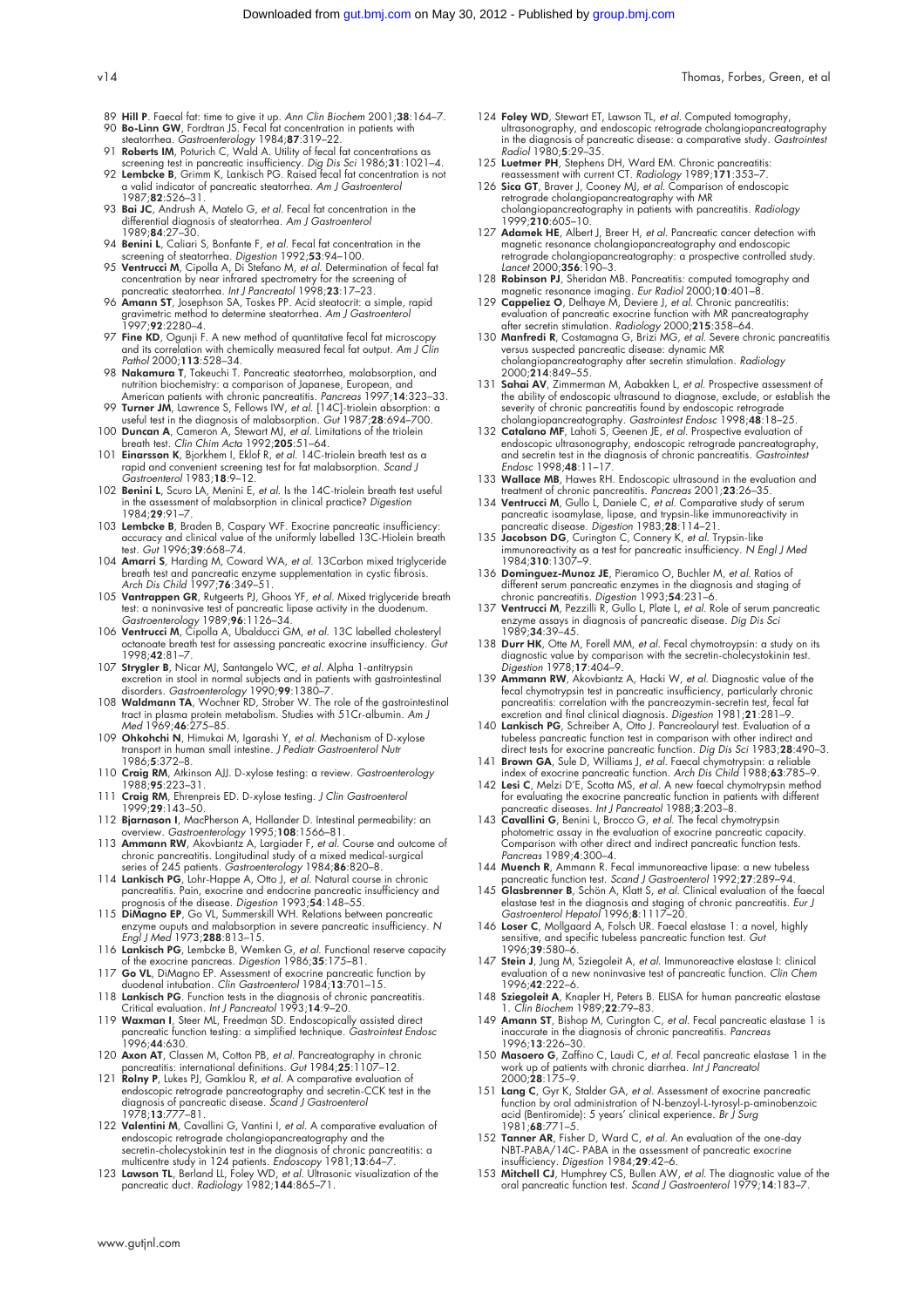89 **Hill P**. Faecal fat: time to give it up. *Ann Clin Biochem* 2001;**38**:164–7.

90 **Bo-Linn GW**, Fordtran JS. Fecal fat concentration in patients with steatorrhea. *Gastroenterology* 1984;**87**:319–22.

91 **Roberts IM**, Poturich C, Wald A. Utility of fecal fat concentrations as screening test in pancreatic insufficiency. *Dig Dis Sci* 1986;**31**:1021–4.

92 **Lembcke B**, Grimm K, Lankisch PG. Raised fecal fat concentration is not a valid indicator of pancreatic steatorrhea. *Am J Gastroenterol* 1987;**82**:526–31.

93 **Bai JC**, Andrush A, Matelo G, *et al*. Fecal fat concentration in the differential diagnosis of steatorrhea. *Am J Gastroenterol* 1989;**84**:27–30.

94 **Benini L**, Caliari S, Bonfante F, *et al*. Fecal fat concentration in the screening of steatorrhea. *Digestion* 1992;**53**:94–100.

95 **Ventrucci M**, Cipolla A, Di Stefano M, *et al*. Determination of fecal fat concentration by near infrared spectrometry for the screening of pancreatic steatorrhea. *Int J Pancreatol* 1998;**23**:17–23.

96 **Amann ST**, Josephson SA, Toskes PP. Acid steatocrit: a simple, rapid gravimetric method to determine steatorrhea. *Am J Gastroenterol* 1997;**92**:2280–4.

97 **Fine KD**, Ogunji F. A new method of quantitative fecal fat microscopy and its correlation with chemically measured fecal fat output. *Am J Clin Pathol* 2000;**113**:528–34.

98 **Nakamura T**, Takeuchi T. Pancreatic steatorrhea, malabsorption, and nutrition biochemistry: a comparison of Japanese, European, and American patients with chronic pancreatitis. *Pancreas* 1997;**14**:323–33.

99 **Turner JM**, Lawrence S, Fellows IW, *et al*. [14C]-triolein absorption: a useful test in the diagnosis of malabsorption. *Gut* 1987;**28**:694–700.

100 **Duncan A**, Cameron A, Stewart MJ, *et al*. Limitations of the triolein breath test. *Clin Chim Acta* 1992;**205**:51–64.

101 **Einarsson K**, Bjorkhem I, Eklof R, *et al*. 14C-triolein breath test as a rapid and convenient screening test for fat malabsorption. *Scand J Gastroenterol* 1983;**18**:9–12.

102 **Benini L**, Scuro LA, Menini E, *et al*. Is the 14C-triolein breath test useful in the assessment of malabsorption in clinical practice? *Digestion* 1984;**29**:91–7.

103 **Lembcke B**, Braden B, Caspary WF. Exocrine pancreatic insufficiency: accuracy and clinical value of the uniformly labelled 13C-Hiolein breath test. *Gut* 1996;**39**:668–74.

104 **Amarri S**, Harding M, Coward WA, *et al*. 13Carbon mixed triglyceride breath test and pancreatic enzyme supplementation in cystic fibrosis. *Arch Dis Child* 1997;**76**:349–51.

105 **Vantrappen GR**, Rutgeerts PJ, Ghoos YF, *et al*. Mixed triglyceride breath test: a noninvasive test of pancreatic lipase activity in the duodenum. *Gastroenterology* 1989;**96**:1126–34.

106 **Ventrucci M**, Cipolla A, Ubalducci GM, *et al*. 13C labelled cholesteryl octanoate breath test for assessing pancreatic exocrine insufficiency. *Gut* 1998;**42**:81–7.

107 **Strygler B**, Nicar MJ, Santangelo WC, *et al*. Alpha 1-antitrypsin excretion in stool in normal subjects and in patients with gastrointestinal disorders. *Gastroenterology* 1990;**99**:1380–7.

108 **Waldmann TA**, Wochner RD, Strober W. The role of the gastrointestinal tract in plasma protein metabolism. Studies with 51Cr-albumin. *Am J Med* 1969;**46**:275–85.

109 **Ohkohchi N**, Himukai M, Igarashi Y, *et al*. Mechanism of D-xylose transport in human small intestine. *J Pediatr Gastroenterol Nutr* 1986;**5**:372–8.

110 **Craig RM**, Atkinson AJJ. D-xylose testing: a review. *Gastroenterology* 1988;**95**:223–31.

111 **Craig RM**, Ehrenpreis ED. D-xylose testing. *J Clin Gastroenterol* 1999;**29**:143–50.

112 **Bjarnason I**, MacPherson A, Hollander D. Intestinal permeability: an overview. *Gastroenterology* 1995;**108**:1566–81.

113 **Ammann RW**, Akovbiantz A, Largiader F, *et al*. Course and outcome of chronic pancreatitis. Longitudinal study of a mixed medical-surgical series of 245 patients. *Gastroenterology* 1984;**86**:820–8.

114 **Lankisch PG**, Lohr-Happe A, Otto J, *et al*. Natural course in chronic pancreatitis. Pain, exocrine and endocrine pancreatic insufficiency and prognosis of the disease. *Digestion* 1993;**54**:148–55.

115 **DiMagno EP**, Go VL, Summerskill WH. Relations between pancreatic enzyme ouputs and malabsorption in severe pancreatic insufficiency. *N Engl J Med* 1973;**288**:813–15.

116 **Lankisch PG**, Lembcke B, Wemken G, *et al*. Functional reserve capacity of the exocrine pancreas. *Digestion* 1986;**35**:175–81.

117 **Go VL**, DiMagno EP. Assessment of exocrine pancreatic function by duodenal intubation. *Clin Gastroenterol* 1984;**13**:701–15.

118 **Lankisch PG**. Function tests in the diagnosis of chronic pancreatitis. Critical evaluation. *Int J Pancreatol* 1993;**14**:9–20.

119 **Waxman I**, Steer ML, Freedman SD. Endoscopically assisted direct pancreatic function testing: a simplified technique. *Gastrointest Endosc* 1996;**44**:630.

120 **Axon AT**, Classen M, Cotton PB, *et al*. Pancreatography in chronic pancreatitis: international definitions. *Gut* 1984;**25**:1107–12.

121 **Rolny P**, Lukes PJ, Gamklou R, *et al*. A comparative evaluation of endoscopic retrograde pancreatography and secretin-CCK test in the diagnosis of pancreatic disease. *Scand J Gastroenterol* 1978;**13**:777–81.

122 **Valentini M**, Cavallini G, Vantini I, *et al*. A comparative evaluation of endoscopic retrograde cholangiopancreatography and the secretin-cholecystokinin test in the diagnosis of chronic pancreatitis: a multicentre study in 124 patients. *Endoscopy* 1981;**13**:64–7.

123 **Lawson TL**, Berland LL, Foley WD, *et al*. Ultrasonic visualization of the pancreatic duct. *Radiology* 1982;**144**:865–71.

124 **Foley WD**, Stewart ET, Lawson TL, *et al*. Computed tomography, ultrasonography, and endoscopic retrograde cholangiopancreatography in the diagnosis of pancreatic disease: a comparative study. *Gastrointest Radiol* 1980;**5**:29–35.

125 **Luetmer PH**, Stephens DH, Ward EM. Chronic pancreatitis: reassessment with current CT. *Radiology* 1989;**171**:353–7.

126 **Sica GT**, Braver J, Cooney MJ, *et al*. Comparison of endoscopic retrograde cholangiopancreatography with MR cholangiopancreatography in patients with pancreatitis. *Radiology* 1999;**210**:605–10.

127 **Adamek HE**, Albert J, Breer H, *et al*. Pancreatic cancer detection with magnetic resonance cholangiopancreatography and endoscopic retrograde cholangiopancreatography: a prospective controlled study. *Lancet* 2000;**356**:190–3.

128 **Robinson PJ**, Sheridan MB. Pancreatitis: computed tomography and magnetic resonance imaging. *Eur Radiol* 2000;**10**:401–8.

129 **Cappeliez O**, Delhaye M, Deviere J, *et al*. Chronic pancreatitis: evaluation of pancreatic exocrine function with MR pancreatography after secretin stimulation. *Radiology* 2000;**215**:358–64.

130 **Manfredi R**, Costamagna G, Brizi MG, *et al*. Severe chronic pancreatitis versus suspected pancreatic disease: dynamic MR cholangiopancreatography after secretin stimulation. *Radiology* 2000;**214**:849–55.

131 **Sahai AV**, Zimmerman M, Aabakken L, *et al*. Prospective assessment of the ability of endoscopic ultrasound to diagnose, exclude, or establish the severity of chronic pancreatitis found by endoscopic retrograde cholangiopancreatography. *Gastrointest Endosc* 1998;**48**:18–25.

132 **Catalano MF**, Lahoti S, Geenen JE, *et al*. Prospective evaluation of endoscopic ultrasonography, endoscopic retrograde pancreatography, and secretin test in the diagnosis of chronic pancreatitis. *Gastrointest Endosc* 1998;**48**:11–17.

133 **Wallace MB**, Hawes RH. Endoscopic ultrasound in the evaluation and treatment of chronic pancreatitis. *Pancreas* 2001;**23**:26–35.

134 **Ventrucci M**, Gullo L, Daniele C, *et al*. Comparative study of serum pancreatic isoamylase, lipase, and trypsin-like immunoreactivity in pancreatic disease. *Digestion* 1983;**28**:114–21.

135 **Jacobson DG**, Curington C, Connery K, *et al*. Trypsin-like immunoreactivity as a test for pancreatic insufficiency. *N Engl J Med* 1984;**310**:1307–9.

136 **Dominguez-Munoz JE**, Pieramico O, Buchler M, *et al*. Ratios of different serum pancreatic enzymes in the diagnosis and staging of chronic pancreatitis. *Digestion* 1993;**54**:231–6.

137 **Ventrucci M**, Pezzilli R, Gullo L, Plate L, *et al*. Role of serum pancreatic enzyme assays in diagnosis of pancreatic disease. *Dig Dis Sci* 1989;**34**:39–45.

138 **Durr HK**, Otte M, Forell MM, *et al*. Fecal chymotrypsin: a study on its diagnostic value by comparison with the secretin-cholecystokinin test. *Digestion* 1978;**17**:404–9.

139 **Ammann RW**, Akovbiantz A, Hacki W, *et al*. Diagnostic value of the fecal chymotrypsin test in pancreatic insufficiency, particularly chronic pancreatitis: correlation with the pancreozymin-secretin test, fecal fat excretion and final clinical diagnosis. *Digestion* 1981;**21**:281–9.

140 **Lankisch PG**, Schreiber A, Otto J. Pancreolauryl test. Evaluation of a tubeless pancreatic function test in comparison with other indirect and direct tests for exocrine pancreatic function. *Dig Dis Sci* 1983;**28**:490–3.

141 **Brown GA**, Sule D, Williams J, *et al*. Faecal chymotrypsin: a reliable index of exocrine pancreatic function. *Arch Dis Child* 1988;**63**:785–9.

142 **Lesi C**, Melzi D'E, Scotta MS, *et al*. A new faecal chymotrypsin method for evaluating the exocrine pancreatic function in patients with different pancreatic diseases. *Int J Pancreatol* 1988;**3**:203–8.

143 **Cavallini G**, Benini L, Brocco G, *et al*. The fecal chymotrypsin photometric assay in the evaluation of exocrine pancreatic capacity. Comparison with other direct and indirect pancreatic function tests. *Pancreas* 1989;**4**:300–4.

144 **Muench R**, Ammann R. Fecal immunoreactive lipase: a new tubeless pancreatic function test. *Scand J Gastroenterol* 1992;**27**:289–94.

145 **Glasbrenner B**, Schön A, Klatt S, *et al*. Clinical evaluation of the faecal elastase test in the diagnosis and staging of chronic pancreatitis. *Eur J Gastroenterol Hepatol* 1996;**8**:1117–20.

146 **Loser C**, Mollgaard A, Folsch UR. Faecal elastase 1: a novel, highly sensitive, and specific tubeless pancreatic function test. *Gut* 1996;**39**:580–6.

147 **Stein J**, Jung M, Sziegoleit A, *et al*. Immunoreactive elastase I: clinical evaluation of a new noninvasive test of pancreatic function. *Clin Chem* 1996;**42**:222–6.

148 **Sziegoleit A**, Knapler H, Peters B. ELISA for human pancreatic elastase 1. *Clin Biochem* 1989;**22**:79–83.

149 **Amann ST**, Bishop M, Curington C, *et al*. Fecal pancreatic elastase 1 is inaccurate in the diagnosis of chronic pancreatitis. *Pancreas* 1996;**13**:226–30.

150 **Masoero G**, Zaffino C, Laudi C, *et al*. Fecal pancreatic elastase 1 in the work up of patients with chronic diarrhea. *Int J Pancreatol* 2000;**28**:175–9.

151 **Lang C**, Gyr K, Stalder GA, *et al*. Assessment of exocrine pancreatic function by oral administration of N-benzoyl-L-tyrosyl-p-aminobenzoic acid (Bentiromide): 5 years' clinical experience. *Br J Surg* 1981;**68**:771–5.

152 **Tanner AR**, Fisher D, Ward C, *et al*. An evaluation of the one-day NBT-PABA/14C- PABA in the assessment of pancreatic exocrine insufficiency. *Digestion* 1984;**29**:42–6.

153 **Mitchell CJ**, Humphrey CS, Bullen AW, *et al*. The diagnostic value of the oral pancreatic function test. *Scand J Gastroenterol* 1979;**14**:183–7.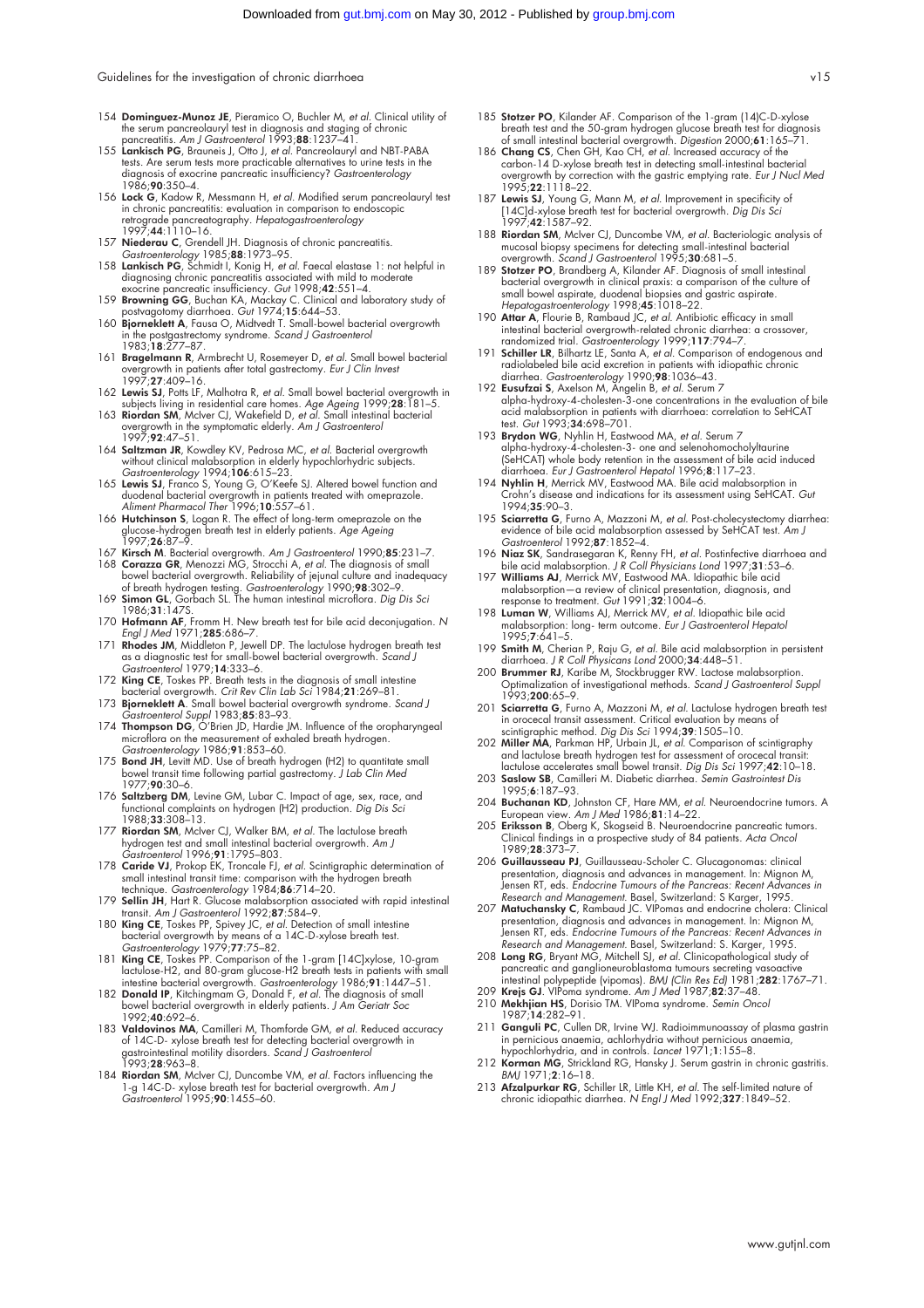154 **Dominguez-Munoz JE**, Pieramico O, Buchler M, *et al*. Clinical utility of the serum pancreolauryl test in diagnosis and staging of chronic pancreatitis. *Am J Gastroenterol* 1993;**88**:1237–41.

155 **Lankisch PG**, Brauneis J, Otto J, *et al*. Pancreolauryl and NBT-PABA tests. Are serum tests more practicable alternatives to urine tests in the diagnosis of exocrine pancreatic insufficiency? *Gastroenterology* 1986;**90**:350–4.

156 **Lock G**, Kadow R, Messmann H, *et al*. Modified serum pancreolauryl test in chronic pancreatitis: evaluation in comparison to endoscopic retrograde pancreatography. *Hepatogastroenterology* 1997;**44**:1110–16.

157 **Niederau C**, Grendell JH. Diagnosis of chronic pancreatitis. *Gastroenterology* 1985;**88**:1973–95.

158 **Lankisch PG**, Schmidt I, Konig H, *et al*. Faecal elastase 1: not helpful in diagnosing chronic pancreatitis associated with mild to moderate exocrine pancreatic insufficiency. *Gut* 1998;**42**:551–4.

159 **Browning GG**, Buchan KA, Mackay C. Clinical and laboratory study of postvagotomy diarrhoea. *Gut* 1974;**15**:644–53.

160 **Bjorneklett A**, Fausa O, Midtvedt T. Small-bowel bacterial overgrowth in the postgastrectomy syndrome. *Scand J Gastroenterol* 1983;**18**:277–87.

161 **Bragelmann R**, Armbrecht U, Rosemeyer D, *et al*. Small bowel bacterial overgrowth in patients after total gastrectomy. *Eur J Clin Invest* 1997;**27**:409–16.

162 **Lewis SJ**, Potts LF, Malhotra R, *et al*. Small bowel bacterial overgrowth in subjects living in residential care homes. *Age Ageing* 1999;**28**:181–5.

163 **Riordan SM**, McIver CJ, Wakefield D, *et al*. Small intestinal bacterial overgrowth in the symptomatic elderly. *Am J Gastroenterol* 1997;**92**:47–51.

164 **Saltzman JR**, Kowdley KV, Pedrosa MC, *et al*. Bacterial overgrowth without clinical malabsorption in elderly hypochlorhydric subjects. *Gastroenterology* 1994;**106**:615–23.

165 **Lewis SJ**, Franco S, Young G, O'Keefe SJ. Altered bowel function and duodenal bacterial overgrowth in patients treated with omeprazole. *Aliment Pharmacol Ther* 1996;**10**:557–61.

166 **Hutchinson S**, Logan R. The effect of long-term omeprazole on the glucose-hydrogen breath test in elderly patients. *Age Ageing* 1997;**26**:87–9.

167 **Kirsch M**. Bacterial overgrowth. *Am J Gastroenterol* 1990;**85**:231–7.

168 **Corazza GR**, Menozzi MG, Strocchi A, *et al*. The diagnosis of small bowel bacterial overgrowth. Reliability of jejunal culture and inadequacy of breath hydrogen testing. *Gastroenterology* 1990;**98**:302–9.

169 **Simon GL**, Gorbach SL. The human intestinal microflora. *Dig Dis Sci* 1986;**31**:147S.

170 **Hofmann AF**, Fromm H. New breath test for bile acid deconjugation. *N Engl J Med* 1971;**285**:686–7.

171 **Rhodes JM**, Middleton P, Jewell DP. The lactulose hydrogen breath test as a diagnostic test for small-bowel bacterial overgrowth. *Scand J Gastroenterol* 1979;**14**:333–6.

172 **King CE**, Toskes PP. Breath tests in the diagnosis of small intestine bacterial overgrowth. *Crit Rev Clin Lab Sci* 1984;**21**:269–81.

173 **Bjorneklett A**. Small bowel bacterial overgrowth syndrome. *Scand J Gastroenterol Suppl* 1983;**85**:83–93.

174 **Thompson DG**, O'Brien JD, Hardie JM. Influence of the oropharyngeal microflora on the measurement of exhaled breath hydrogen. *Gastroenterology* 1986;**91**:853–60.

175 **Bond JH**, Levitt MD. Use of breath hydrogen (H2) to quantitate small bowel transit time following partial gastrectomy. *J Lab Clin Med* 1977;**90**:30–6.

176 **Saltzberg DM**, Levine GM, Lubar C. Impact of age, sex, race, and functional complaints on hydrogen (H2) production. *Dig Dis Sci* 1988;**33**:308–13.

177 **Riordan SM**, McIver CJ, Walker BM, *et al*. The lactulose breath hydrogen test and small intestinal bacterial overgrowth. *Am J Gastroenterol* 1996;**91**:1795–803.

178 **Caride VJ**, Prokop EK, Troncale FJ, *et al*. Scintigraphic determination of small intestinal transit time: comparison with the hydrogen breath technique. *Gastroenterology* 1984;**86**:714–20.

179 **Sellin JH**, Hart R. Glucose malabsorption associated with rapid intestinal transit. *Am J Gastroenterol* 1992;**87**:584–9.

180 **King CE**, Toskes PP, Spivey JC, *et al*. Detection of small intestine bacterial overgrowth by means of a 14C-D-xylose breath test. *Gastroenterology* 1979;**77**:75–82.

181 **King CE**, Toskes PP. Comparison of the 1-gram [14C]xylose, 10-gram lactulose-H2, and 80-gram glucose-H2 breath tests in patients with small intestine bacterial overgrowth. *Gastroenterology* 1986;**91**:1447–51.

182 **Donald IP**, Kitchingmam G, Donald F, *et al*. The diagnosis of small bowel bacterial overgrowth in elderly patients. *J Am Geriatr Soc* 1992;**40**:692–6.

183 **Valdovinos MA**, Camilleri M, Thomforde GM, *et al*. Reduced accuracy of 14C-D- xylose breath test for detecting bacterial overgrowth in gastrointestinal motility disorders. *Scand J Gastroenterol* 1993;**28**:963–8.

184 **Riordan SM**, McIver CJ, Duncombe VM, *et al*. Factors influencing the 1-g 14C-D- xylose breath test for bacterial overgrowth. *Am J Gastroenterol* 1995;**90**:1455–60.

185 **Stotzer PO**, Kilander AF. Comparison of the 1-gram (14)C-D-xylose breath test and the 50-gram hydrogen glucose breath test for diagnosis of small intestinal bacterial overgrowth. *Digestion* 2000;**61**:165–71.

186 **Chang CS**, Chen GH, Kao CH, *et al*. Increased accuracy of the carbon-14 D-xylose breath test in detecting small-intestinal bacterial overgrowth by correction with the gastric emptying rate. *Eur J Nucl Med* 1995;**22**:1118–22.

187 **Lewis SJ**, Young G, Mann M, *et al*. Improvement in specificity of [14C]d-xylose breath test for bacterial overgrowth. *Dig Dis Sci* 1997;**42**:1587–92.

188 **Riordan SM**, McIver CJ, Duncombe VM, *et al*. Bacteriologic analysis of mucosal biopsy specimens for detecting small-intestinal bacterial overgrowth. *Scand J Gastroenterol* 1995;**30**:681–5.

189 **Stotzer PO**, Brandberg A, Kilander AF. Diagnosis of small intestinal bacterial overgrowth in clinical praxis: a comparison of the culture of small bowel aspirate, duodenal biopsies and gastric aspirate. *Hepatogastroenterology* 1998;**45**:1018–22.

190 **Attar A**, Flourie B, Rambaud JC, *et al*. Antibiotic efficacy in small intestinal bacterial overgrowth-related chronic diarrhea: a crossover, randomized trial. *Gastroenterology* 1999;**117**:794–7.

191 **Schiller LR**, Bilhartz LE, Santa A, *et al*. Comparison of endogenous and radiolabeled bile acid excretion in patients with idiopathic chronic diarrhea. *Gastroenterology* 1990;**98**:1036–43.

192 **Eusufzai S**, Axelson M, Angelin B, *et al*. Serum 7 alpha-hydroxy-4-cholesten-3-one concentrations in the evaluation of bile acid malabsorption in patients with diarrhoea: correlation to SeHCAT test. *Gut* 1993;**34**:698–701.

193 **Brydon WG**, Nyhlin H, Eastwood MA, *et al*. Serum 7 alpha-hydroxy-4-cholesten-3- one and selenohomocholyltaurine (SeHCAT) whole body retention in the assessment of bile acid induced diarrhoea. *Eur J Gastroenterol Hepatol* 1996;**8**:117–23.

194 **Nyhlin H**, Merrick MV, Eastwood MA. Bile acid malabsorption in Crohn's disease and indications for its assessment using SeHCAT. *Gut* 1994;**35**:90–3.

195 **Sciarretta G**, Furno A, Mazzoni M, *et al*. Post-cholecystectomy diarrhea: evidence of bile acid malabsorption assessed by SeHCAT test. *Am J Gastroenterol* 1992;**87**:1852–4.

196 **Niaz SK**, Sandrasegaran K, Renny FH, *et al*. Postinfective diarrhoea and bile acid malabsorption. *J R Coll Physicians Lond* 1997;**31**:53–6.

197 **Williams AJ**, Merrick MV, Eastwood MA. Idiopathic bile acid malabsorption—a review of clinical presentation, diagnosis, and response to treatment. *Gut* 1991;**32**:1004–6.

198 **Luman W**, Williams AJ, Merrick MV, *et al*. Idiopathic bile acid malabsorption: long- term outcome. *Eur J Gastroenterol Hepatol* 1995;**7**:641–5.

199 **Smith M**, Cherian P, Raju G, *et al*. Bile acid malabsorption in persistent diarrhoea. *J R Coll Physicans Lond* 2000;**34**:448–51.

200 **Brummer RJ**, Karibe M, Stockbrugger RW. Lactose malabsorption. Optimalization of investigational methods. *Scand J Gastroenterol Suppl* 1993;**200**:65–9.

201 **Sciarretta G**, Furno A, Mazzoni M, *et al*. Lactulose hydrogen breath test in orocecal transit assessment. Critical evaluation by means of scintigraphic method. *Dig Dis Sci* 1994;**39**:1505–10.

202 **Miller MA**, Parkman HP, Urbain JL, *et al*. Comparison of scintigraphy and lactulose breath hydrogen test for assessment of orocecal transit: lactulose accelerates small bowel transit. *Dig Dis Sci* 1997;**42**:10–18.

203 **Saslow SB**, Camilleri M. Diabetic diarrhea. *Semin Gastrointest Dis* 1995;**6**:187–93.

204 **Buchanan KD**, Johnston CF, Hare MM, *et al*. Neuroendocrine tumors. A European view. *Am J Med* 1986;**81**:14–22.

205 **Eriksson B**, Oberg K, Skogseid B. Neuroendocrine pancreatic tumors. Clinical findings in a prospective study of 84 patients. *Acta Oncol* 1989;**28**:373–7.

206 **Guillausseau PJ**, Guillausseau-Scholer C. Glucagonomas: clinical presentation, diagnosis and advances in management. In: Mignon M, Jensen RT, eds. *Endocrine Tumours of the Pancreas: Recent Advances in Research and Management*. Basel, Switzerland: S Karger, 1995.

207 **Matuchansky C**, Rambaud JC. VIPomas and endocrine cholera: Clinical presentation, diagnosis and advances in management. In: Mignon M, Jensen RT, eds. *Endocrine Tumours of the Pancreas: Recent Advances in Research and Management*. Basel, Switzerland: S. Karger, 1995.

208 **Long RG**, Bryant MG, Mitchell SJ, *et al*. Clinicopathological study of pancreatic and ganglioneuroblastoma tumours secreting vasoactive intestinal polypeptide (vipomas). *BMJ (Clin Res Ed)* 1981;**282**:1767–71.

209 **Krejs GJ**. VIPoma syndrome. *Am J Med* 1987;**82**:37–48.

210 **Mekhjian HS**, Dorisio TM. VIPoma syndrome. *Semin Oncol* 1987;**14**:282–91.

211 **Ganguli PC**, Cullen DR, Irvine WJ. Radioimmunoassay of plasma gastrin in pernicious anaemia, achlorhydria without pernicious anaemia, hypochlorhydria, and in controls. *Lancet* 1971;**1**:155–8.

212 **Korman MG**, Strickland RG, Hansky J. Serum gastrin in chronic gastritis. *BMJ* 1971;**2**:16–18.

213 **Afzalpurkar RG**, Schiller LR, Little KH, *et al*. The self-limited nature of chronic idiopathic diarrhea. *N Engl J Med* 1992;**327**:1849–52.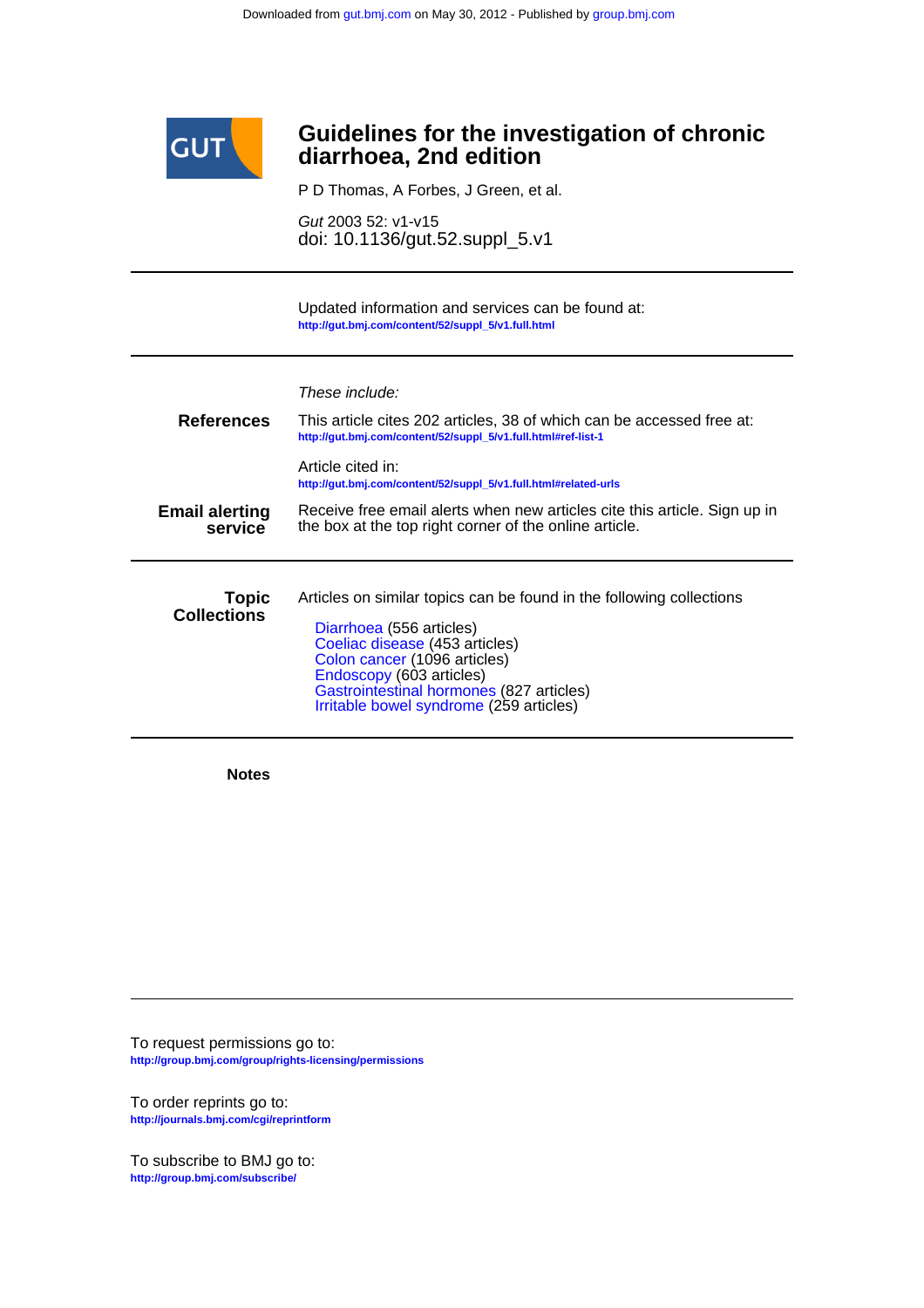Downloaded from gut.bmj.com on May 30, 2012 - Published by group.bmj.com

# Guidelines for the investigation of chronic diarrhoea, 2nd edition

P D Thomas, A Forbes, J Green, et al.

*Gut* 2003 52: v1-v15
doi: 10.1136/gut.52.suppl_5.v1

---

Updated information and services can be found at:
http://gut.bmj.com/content/52/suppl_5/v1.full.html

---

*These include:*

**References**

This article cites 202 articles, 38 of which can be accessed free at:
http://gut.bmj.com/content/52/suppl_5/v1.full.html#ref-list-1

Article cited in:
http://gut.bmj.com/content/52/suppl_5/v1.full.html#related-urls

**Email alerting service**

Receive free email alerts when new articles cite this article. Sign up in the box at the top right corner of the online article.

---

**Topic Collections**

Articles on similar topics can be found in the following collections

- Diarrhoea (556 articles)
- Coeliac disease (453 articles)
- Colon cancer (1096 articles)
- Endoscopy (603 articles)
- Gastrointestinal hormones (827 articles)
- Irritable bowel syndrome (259 articles)

---

**Notes**

---

To request permissions go to:
http://group.bmj.com/group/rights-licensing/permissions

To order reprints go to:
http://journals.bmj.com/cgi/reprintform

To subscribe to BMJ go to:
http://group.bmj.com/subscribe/